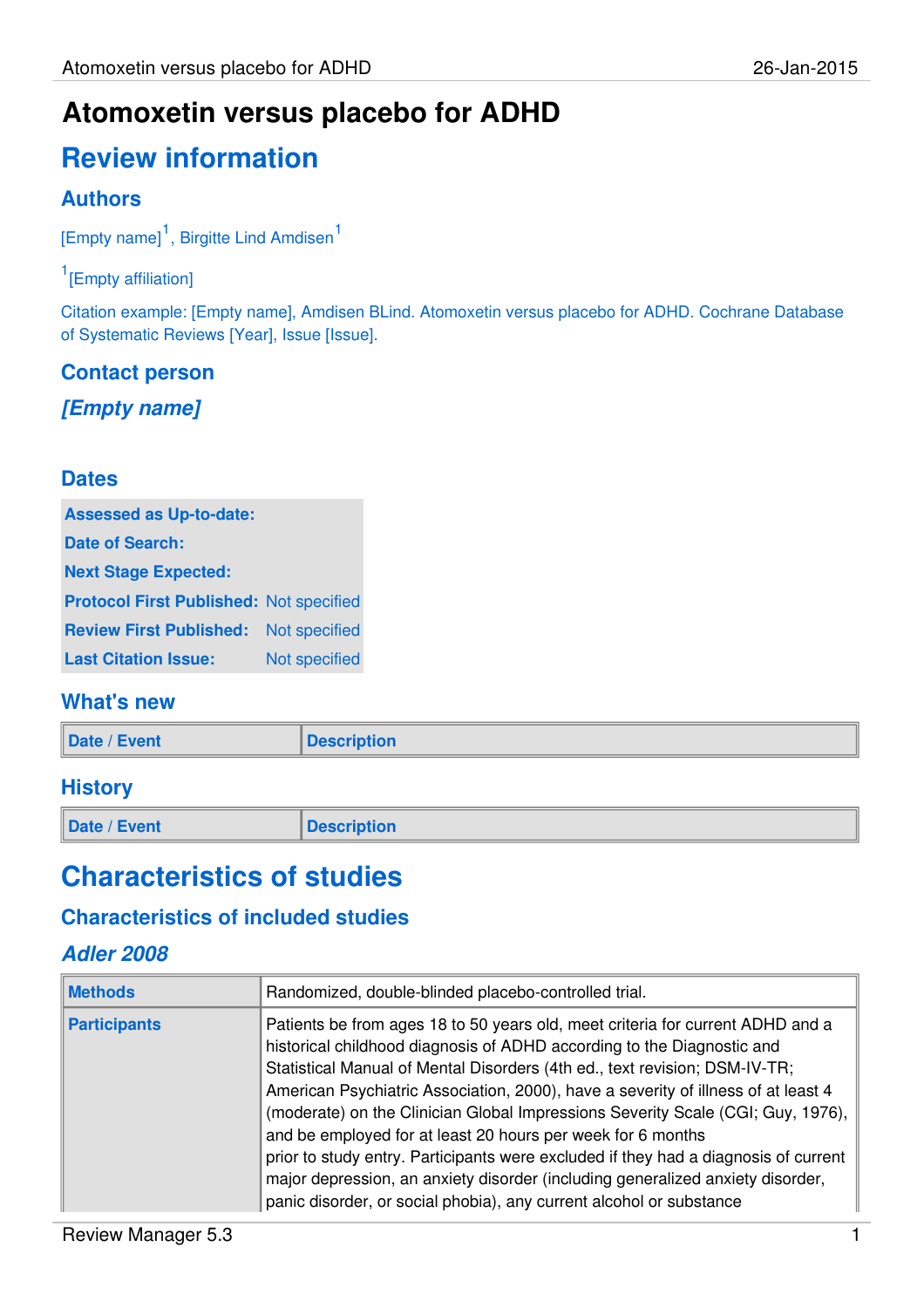# Atomoxetin versus placebo for ADHD

## Review information

### Authors

[Empty name][1], Birgitte Lind Amdisen[1]

[1][Empty affiliation]

Citation example: [Empty name], Amdisen BLind. Atomoxetin versus placebo for ADHD. Cochrane Database of Systematic Reviews [Year], Issue [Issue].

### Contact person

***[Empty name]***

### Dates

| | |
|---|---|
| **Assessed as Up-to-date:** | |
| **Date of Search:** | |
| **Next Stage Expected:** | |
| **Protocol First Published:** | Not specified |
| **Review First Published:** | Not specified |
| **Last Citation Issue:** | Not specified |

### What's new

| Date / Event | Description |
|---|---|

### History

| Date / Event | Description |
|---|---|

## Characteristics of studies

### Characteristics of included studies

#### *Adler 2008*

| | |
|---|---|
| **Methods** | Randomized, double-blinded placebo-controlled trial. |
| **Participants** | Patients be from ages 18 to 50 years old, meet criteria for current ADHD and a historical childhood diagnosis of ADHD according to the Diagnostic and Statistical Manual of Mental Disorders (4th ed., text revision; DSM-IV-TR; American Psychiatric Association, 2000), have a severity of illness of at least 4 (moderate) on the Clinician Global Impressions Severity Scale (CGI; Guy, 1976), and be employed for at least 20 hours per week for 6 months prior to study entry. Participants were excluded if they had a diagnosis of current major depression, an anxiety disorder (including generalized anxiety disorder, panic disorder, or social phobia), any current alcohol or substance |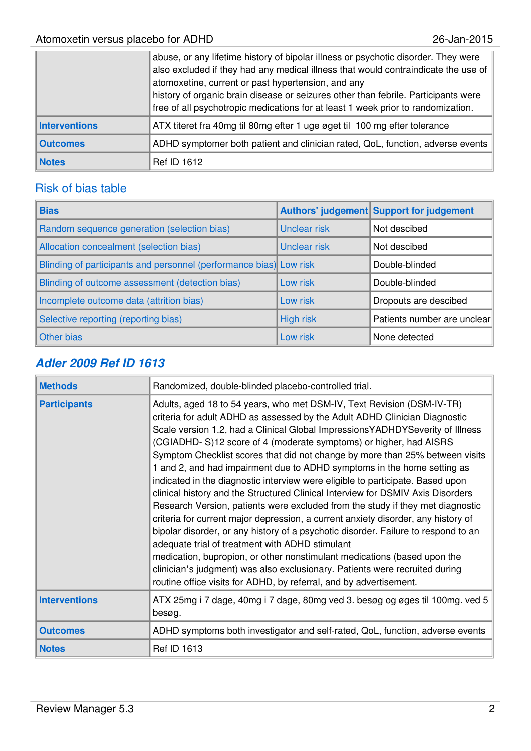| | |
|---|---|
| | abuse, or any lifetime history of bipolar illness or psychotic disorder. They were also excluded if they had any medical illness that would contraindicate the use of atomoxetine, current or past hypertension, and any history of organic brain disease or seizures other than febrile. Participants were free of all psychotropic medications for at least 1 week prior to randomization. |
| **Interventions** | ATX titeret fra 40mg til 80mg efter 1 uge øget til 100 mg efter tolerance |
| **Outcomes** | ADHD symptomer both patient and clinician rated, QoL, function, adverse events |
| **Notes** | Ref ID 1612 |

## Risk of bias table

| Bias | Authors' judgement | Support for judgement |
|---|---|---|
| Random sequence generation (selection bias) | Unclear risk | Not descibed |
| Allocation concealment (selection bias) | Unclear risk | Not descibed |
| Blinding of participants and personnel (performance bias) | Low risk | Double-blinded |
| Blinding of outcome assessment (detection bias) | Low risk | Double-blinded |
| Incomplete outcome data (attrition bias) | Low risk | Dropouts are descibed |
| Selective reporting (reporting bias) | High risk | Patients number are unclear |
| Other bias | Low risk | None detected |

## *Adler 2009 Ref ID 1613*

| | |
|---|---|
| **Methods** | Randomized, double-blinded placebo-controlled trial. |
| **Participants** | Adults, aged 18 to 54 years, who met DSM-IV, Text Revision (DSM-IV-TR) criteria for adult ADHD as assessed by the Adult ADHD Clinician Diagnostic Scale version 1.2, had a Clinical Global ImpressionsYADHDYSeverity of Illness (CGIADHD- S)12 score of 4 (moderate symptoms) or higher, had AISRS Symptom Checklist scores that did not change by more than 25% between visits 1 and 2, and had impairment due to ADHD symptoms in the home setting as indicated in the diagnostic interview were eligible to participate. Based upon clinical history and the Structured Clinical Interview for DSMIV Axis Disorders Research Version, patients were excluded from the study if they met diagnostic criteria for current major depression, a current anxiety disorder, any history of bipolar disorder, or any history of a psychotic disorder. Failure to respond to an adequate trial of treatment with ADHD stimulant medication, bupropion, or other nonstimulant medications (based upon the clinician's judgment) was also exclusionary. Patients were recruited during routine office visits for ADHD, by referral, and by advertisement. |
| **Interventions** | ATX 25mg i 7 dage, 40mg i 7 dage, 80mg ved 3. besøg og øges til 100mg. ved 5 besøg. |
| **Outcomes** | ADHD symptoms both investigator and self-rated, QoL, function, adverse events |
| **Notes** | Ref ID 1613 |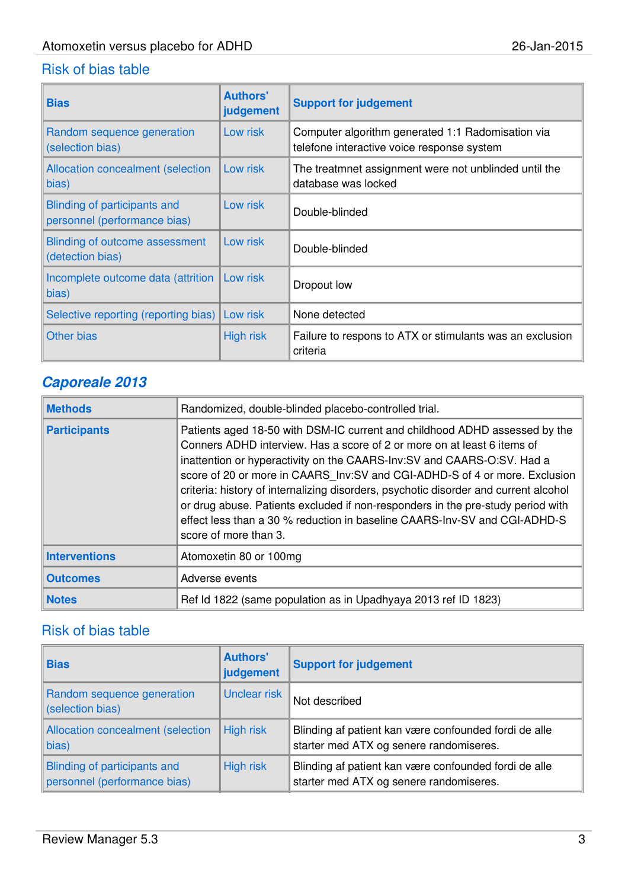## Risk of bias table

| Bias | Authors' judgement | Support for judgement |
|---|---|---|
| Random sequence generation (selection bias) | Low risk | Computer algorithm generated 1:1 Radomisation via telefone interactive voice response system |
| Allocation concealment (selection bias) | Low risk | The treatmnet assignment were not unblinded until the database was locked |
| Blinding of participants and personnel (performance bias) | Low risk | Double-blinded |
| Blinding of outcome assessment (detection bias) | Low risk | Double-blinded |
| Incomplete outcome data (attrition bias) | Low risk | Dropout low |
| Selective reporting (reporting bias) | Low risk | None detected |
| Other bias | High risk | Failure to respons to ATX or stimulants was an exclusion criteria |

## *Caporeale 2013*

| | |
|---|---|
| **Methods** | Randomized, double-blinded placebo-controlled trial. |
| **Participants** | Patients aged 18-50 with DSM-IC current and childhood ADHD assessed by the Conners ADHD interview. Has a score of 2 or more on at least 6 items of inattention or hyperactivity on the CAARS-Inv:SV and CAARS-O:SV. Had a score of 20 or more in CAARS_Inv:SV and CGI-ADHD-S of 4 or more. Exclusion criteria: history of internalizing disorders, psychotic disorder and current alcohol or drug abuse. Patients excluded if non-responders in the pre-study period with effect less than a 30 % reduction in baseline CAARS-Inv-SV and CGI-ADHD-S score of more than 3. |
| **Interventions** | Atomoxetin 80 or 100mg |
| **Outcomes** | Adverse events |
| **Notes** | Ref Id 1822 (same population as in Upadhyaya 2013 ref ID 1823) |

## Risk of bias table

| Bias | Authors' judgement | Support for judgement |
|---|---|---|
| Random sequence generation (selection bias) | Unclear risk | Not described |
| Allocation concealment (selection bias) | High risk | Blinding af patient kan være confounded fordi de alle starter med ATX og senere randomiseres. |
| Blinding of participants and personnel (performance bias) | High risk | Blinding af patient kan være confounded fordi de alle starter med ATX og senere randomiseres. |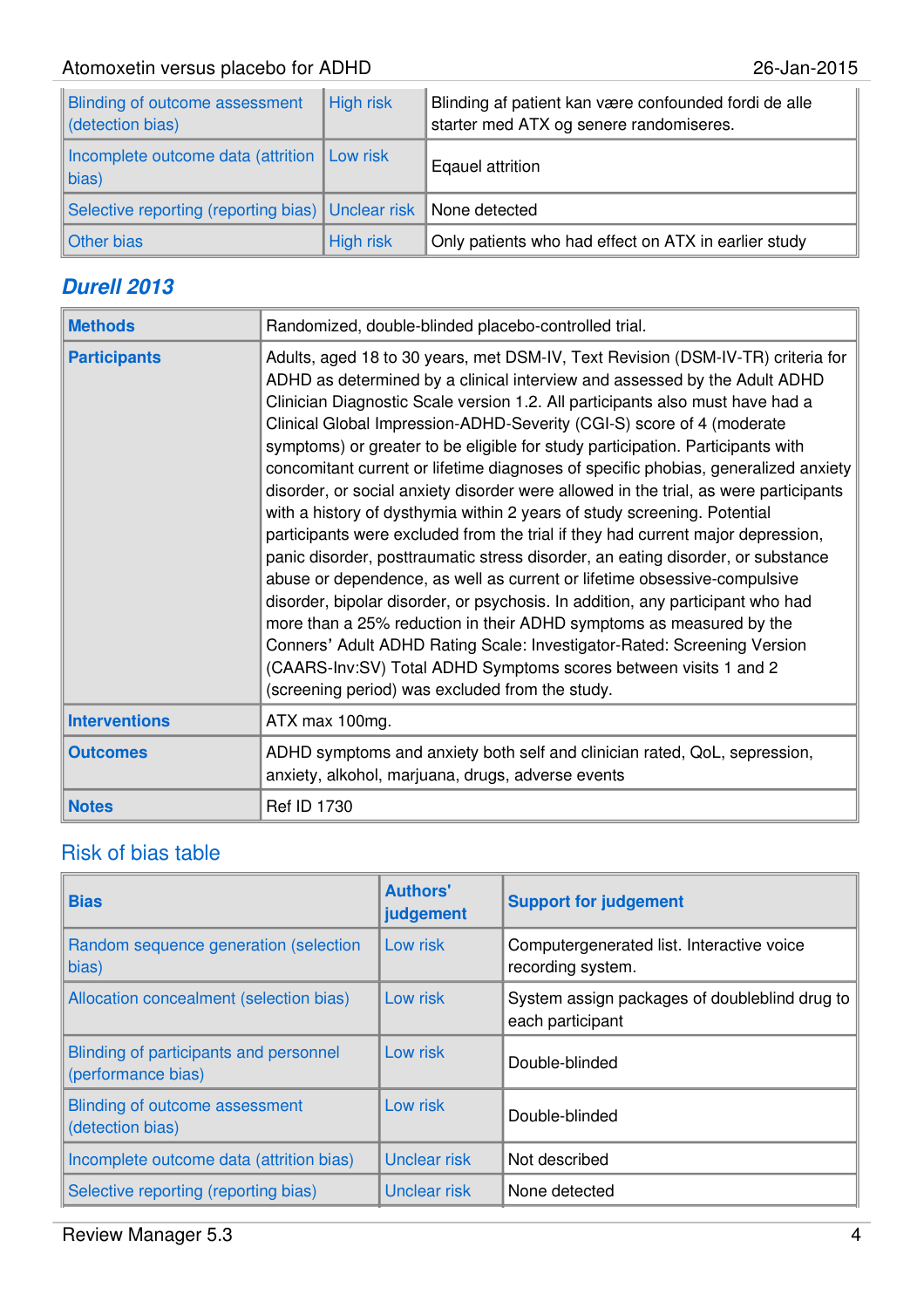| | | |
|---|---|---|
| Blinding of outcome assessment (detection bias) | High risk | Blinding af patient kan være confounded fordi de alle starter med ATX og senere randomiseres. |
| Incomplete outcome data (attrition bias) | Low risk | Eqauel attrition |
| Selective reporting (reporting bias) | Unclear risk | None detected |
| Other bias | High risk | Only patients who had effect on ATX in earlier study |

## Durell 2013

| | |
|---|---|
| **Methods** | Randomized, double-blinded placebo-controlled trial. |
| **Participants** | Adults, aged 18 to 30 years, met DSM-IV, Text Revision (DSM-IV-TR) criteria for ADHD as determined by a clinical interview and assessed by the Adult ADHD Clinician Diagnostic Scale version 1.2. All participants also must have had a Clinical Global Impression-ADHD-Severity (CGI-S) score of 4 (moderate symptoms) or greater to be eligible for study participation. Participants with concomitant current or lifetime diagnoses of specific phobias, generalized anxiety disorder, or social anxiety disorder were allowed in the trial, as were participants with a history of dysthymia within 2 years of study screening. Potential participants were excluded from the trial if they had current major depression, panic disorder, posttraumatic stress disorder, an eating disorder, or substance abuse or dependence, as well as current or lifetime obsessive-compulsive disorder, bipolar disorder, or psychosis. In addition, any participant who had more than a 25% reduction in their ADHD symptoms as measured by the Conners' Adult ADHD Rating Scale: Investigator-Rated: Screening Version (CAARS-Inv:SV) Total ADHD Symptoms scores between visits 1 and 2 (screening period) was excluded from the study. |
| **Interventions** | ATX max 100mg. |
| **Outcomes** | ADHD symptoms and anxiety both self and clinician rated, QoL, sepression, anxiety, alkohol, marjuana, drugs, adverse events |
| **Notes** | Ref ID 1730 |

### Risk of bias table

| Bias | Authors' judgement | Support for judgement |
|---|---|---|
| Random sequence generation (selection bias) | Low risk | Computergenerated list. Interactive voice recording system. |
| Allocation concealment (selection bias) | Low risk | System assign packages of doubleblind drug to each participant |
| Blinding of participants and personnel (performance bias) | Low risk | Double-blinded |
| Blinding of outcome assessment (detection bias) | Low risk | Double-blinded |
| Incomplete outcome data (attrition bias) | Unclear risk | Not described |
| Selective reporting (reporting bias) | Unclear risk | None detected |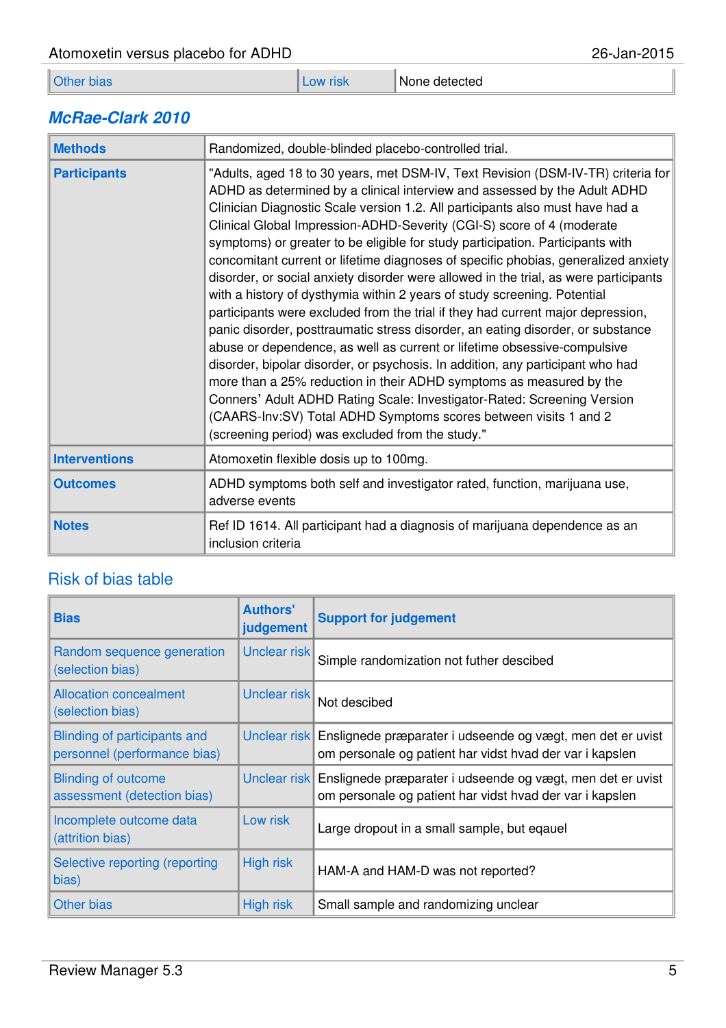| Other bias | Low risk | None detected |
|---|---|---|

## McRae-Clark 2010

| | |
|---|---|
| **Methods** | Randomized, double-blinded placebo-controlled trial. |
| **Participants** | "Adults, aged 18 to 30 years, met DSM-IV, Text Revision (DSM-IV-TR) criteria for ADHD as determined by a clinical interview and assessed by the Adult ADHD Clinician Diagnostic Scale version 1.2. All participants also must have had a Clinical Global Impression-ADHD-Severity (CGI-S) score of 4 (moderate symptoms) or greater to be eligible for study participation. Participants with concomitant current or lifetime diagnoses of specific phobias, generalized anxiety disorder, or social anxiety disorder were allowed in the trial, as were participants with a history of dysthymia within 2 years of study screening. Potential participants were excluded from the trial if they had current major depression, panic disorder, posttraumatic stress disorder, an eating disorder, or substance abuse or dependence, as well as current or lifetime obsessive-compulsive disorder, bipolar disorder, or psychosis. In addition, any participant who had more than a 25% reduction in their ADHD symptoms as measured by the Conners' Adult ADHD Rating Scale: Investigator-Rated: Screening Version (CAARS-Inv:SV) Total ADHD Symptoms scores between visits 1 and 2 (screening period) was excluded from the study." |
| **Interventions** | Atomoxetin flexible dosis up to 100mg. |
| **Outcomes** | ADHD symptoms both self and investigator rated, function, marijuana use, adverse events |
| **Notes** | Ref ID 1614. All participant had a diagnosis of marijuana dependence as an inclusion criteria |

### Risk of bias table

| Bias | Authors' judgement | Support for judgement |
|---|---|---|
| Random sequence generation (selection bias) | Unclear risk | Simple randomization not futher descibed |
| Allocation concealment (selection bias) | Unclear risk | Not descibed |
| Blinding of participants and personnel (performance bias) | Unclear risk | Enslignede præparater i udseende og vægt, men det er uvist om personale og patient har vidst hvad der var i kapslen |
| Blinding of outcome assessment (detection bias) | Unclear risk | Enslignede præparater i udseende og vægt, men det er uvist om personale og patient har vidst hvad der var i kapslen |
| Incomplete outcome data (attrition bias) | Low risk | Large dropout in a small sample, but eqauel |
| Selective reporting (reporting bias) | High risk | HAM-A and HAM-D was not reported? |
| Other bias | High risk | Small sample and randomizing unclear |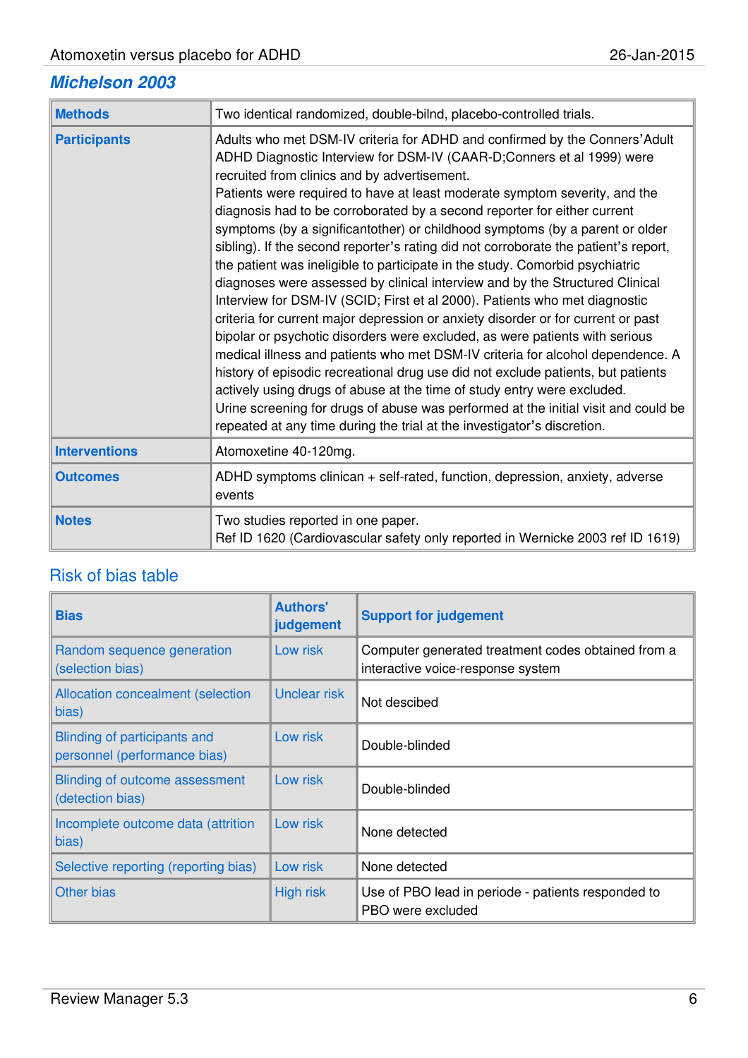## Michelson 2003

| Methods | Two identical randomized, double-bilnd, placebo-controlled trials. |
|---|---|
| Participants | Adults who met DSM-IV criteria for ADHD and confirmed by the Conners'Adult ADHD Diagnostic Interview for DSM-IV (CAAR-D;Conners et al 1999) were recruited from clinics and by advertisement.<br>Patients were required to have at least moderate symptom severity, and the diagnosis had to be corroborated by a second reporter for either current symptoms (by a significantother) or childhood symptoms (by a parent or older sibling). If the second reporter's rating did not corroborate the patient's report, the patient was ineligible to participate in the study. Comorbid psychiatric diagnoses were assessed by clinical interview and by the Structured Clinical Interview for DSM-IV (SCID; First et al 2000). Patients who met diagnostic criteria for current major depression or anxiety disorder or for current or past bipolar or psychotic disorders were excluded, as were patients with serious medical illness and patients who met DSM-IV criteria for alcohol dependence. A history of episodic recreational drug use did not exclude patients, but patients actively using drugs of abuse at the time of study entry were excluded.<br>Urine screening for drugs of abuse was performed at the initial visit and could be repeated at any time during the trial at the investigator's discretion. |
| Interventions | Atomoxetine 40-120mg. |
| Outcomes | ADHD symptoms clinican + self-rated, function, depression, anxiety, adverse events |
| Notes | Two studies reported in one paper.<br>Ref ID 1620 (Cardiovascular safety only reported in Wernicke 2003 ref ID 1619) |

### Risk of bias table

| Bias | Authors' judgement | Support for judgement |
|---|---|---|
| Random sequence generation (selection bias) | Low risk | Computer generated treatment codes obtained from a interactive voice-response system |
| Allocation concealment (selection bias) | Unclear risk | Not descibed |
| Blinding of participants and personnel (performance bias) | Low risk | Double-blinded |
| Blinding of outcome assessment (detection bias) | Low risk | Double-blinded |
| Incomplete outcome data (attrition bias) | Low risk | None detected |
| Selective reporting (reporting bias) | Low risk | None detected |
| Other bias | High risk | Use of PBO lead in periode - patients responded to PBO were excluded |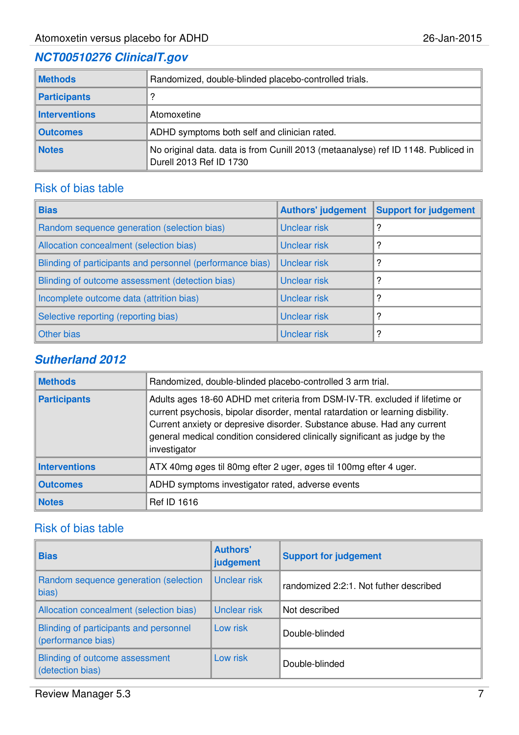## *NCT00510276 ClinicalT.gov*

| | |
|---|---|
| **Methods** | Randomized, double-blinded placebo-controlled trials. |
| **Participants** | ? |
| **Interventions** | Atomoxetine |
| **Outcomes** | ADHD symptoms both self and clinician rated. |
| **Notes** | No original data. data is from Cunill 2013 (metaanalyse) ref ID 1148. Publiced in Durell 2013 Ref ID 1730 |

### Risk of bias table

| Bias | Authors' judgement | Support for judgement |
|---|---|---|
| Random sequence generation (selection bias) | Unclear risk | ? |
| Allocation concealment (selection bias) | Unclear risk | ? |
| Blinding of participants and personnel (performance bias) | Unclear risk | ? |
| Blinding of outcome assessment (detection bias) | Unclear risk | ? |
| Incomplete outcome data (attrition bias) | Unclear risk | ? |
| Selective reporting (reporting bias) | Unclear risk | ? |
| Other bias | Unclear risk | ? |

## *Sutherland 2012*

| | |
|---|---|
| **Methods** | Randomized, double-blinded placebo-controlled 3 arm trial. |
| **Participants** | Adults ages 18-60 ADHD met criteria from DSM-IV-TR. excluded if lifetime or current psychosis, bipolar disorder, mental ratardation or learning disbility. Current anxiety or depresive disorder. Substance abuse. Had any current general medical condition considered clinically significant as judge by the investigator |
| **Interventions** | ATX 40mg øges til 80mg efter 2 uger, øges til 100mg efter 4 uger. |
| **Outcomes** | ADHD symptoms investigator rated, adverse events |
| **Notes** | Ref ID 1616 |

### Risk of bias table

| Bias | Authors' judgement | Support for judgement |
|---|---|---|
| Random sequence generation (selection bias) | Unclear risk | randomized 2:2:1. Not futher described |
| Allocation concealment (selection bias) | Unclear risk | Not described |
| Blinding of participants and personnel (performance bias) | Low risk | Double-blinded |
| Blinding of outcome assessment (detection bias) | Low risk | Double-blinded |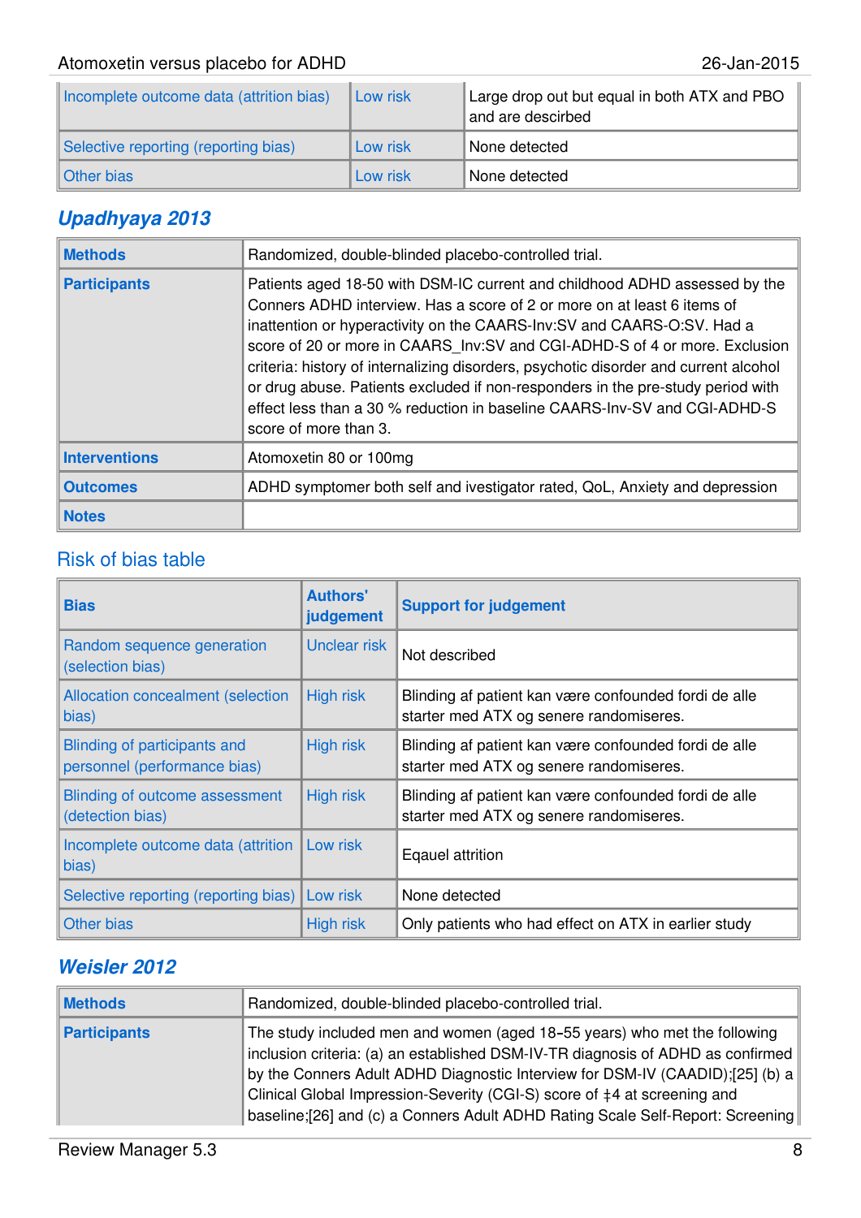| | | |
|---|---|---|
| Incomplete outcome data (attrition bias) | Low risk | Large drop out but equal in both ATX and PBO and are described |
| Selective reporting (reporting bias) | Low risk | None detected |
| Other bias | Low risk | None detected |

## Upadhyaya 2013

| | |
|---|---|
| **Methods** | Randomized, double-blinded placebo-controlled trial. |
| **Participants** | Patients aged 18-50 with DSM-IC current and childhood ADHD assessed by the Conners ADHD interview. Has a score of 2 or more on at least 6 items of inattention or hyperactivity on the CAARS-Inv:SV and CAARS-O:SV. Had a score of 20 or more in CAARS_Inv:SV and CGI-ADHD-S of 4 or more. Exclusion criteria: history of internalizing disorders, psychotic disorder and current alcohol or drug abuse. Patients excluded if non-responders in the pre-study period with effect less than a 30 % reduction in baseline CAARS-Inv-SV and CGI-ADHD-S score of more than 3. |
| **Interventions** | Atomoxetin 80 or 100mg |
| **Outcomes** | ADHD symptomer both self and ivestigator rated, QoL, Anxiety and depression |
| **Notes** | |

### Risk of bias table

| Bias | Authors' judgement | Support for judgement |
|---|---|---|
| Random sequence generation (selection bias) | Unclear risk | Not described |
| Allocation concealment (selection bias) | High risk | Blinding af patient kan være confounded fordi de alle starter med ATX og senere randomiseres. |
| Blinding of participants and personnel (performance bias) | High risk | Blinding af patient kan være confounded fordi de alle starter med ATX og senere randomiseres. |
| Blinding of outcome assessment (detection bias) | High risk | Blinding af patient kan være confounded fordi de alle starter med ATX og senere randomiseres. |
| Incomplete outcome data (attrition bias) | Low risk | Eqauel attrition |
| Selective reporting (reporting bias) | Low risk | None detected |
| Other bias | High risk | Only patients who had effect on ATX in earlier study |

## Weisler 2012

| | |
|---|---|
| **Methods** | Randomized, double-blinded placebo-controlled trial. |
| **Participants** | The study included men and women (aged 18–55 years) who met the following inclusion criteria: (a) an established DSM-IV-TR diagnosis of ADHD as confirmed by the Conners Adult ADHD Diagnostic Interview for DSM-IV (CAADID);[25] (b) a Clinical Global Impression-Severity (CGI-S) score of ‡4 at screening and baseline;[26] and (c) a Conners Adult ADHD Rating Scale Self-Report: Screening |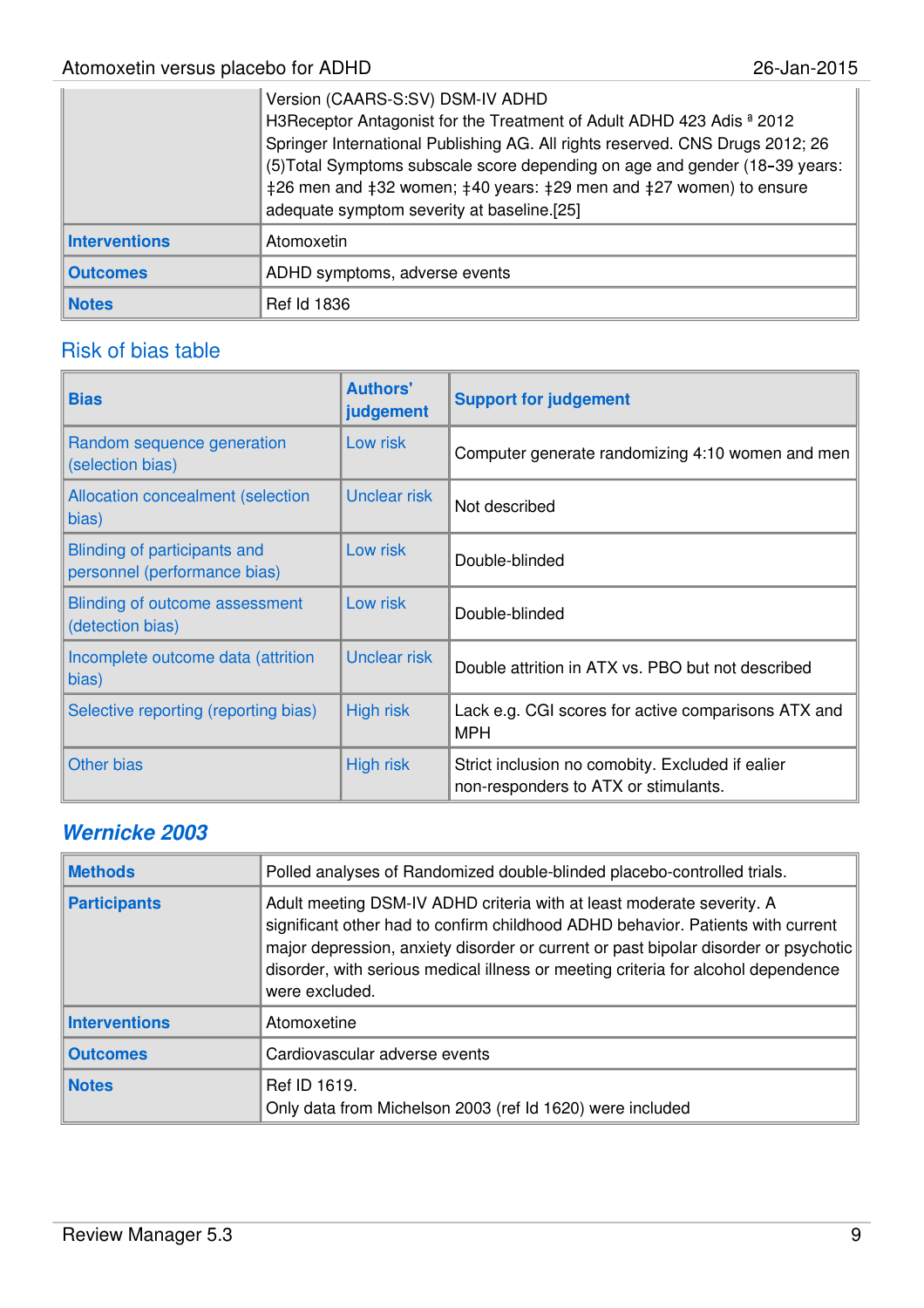| | |
|---|---|
| | Version (CAARS-S:SV) DSM-IV ADHD H3Receptor Antagonist for the Treatment of Adult ADHD 423 Adis ª 2012 Springer International Publishing AG. All rights reserved. CNS Drugs 2012; 26 (5)Total Symptoms subscale score depending on age and gender (18-39 years: ‡26 men and ‡32 women; ‡40 years: ‡29 men and ‡27 women) to ensure adequate symptom severity at baseline.[25] |
| **Interventions** | Atomoxetin |
| **Outcomes** | ADHD symptoms, adverse events |
| **Notes** | Ref Id 1836 |

## Risk of bias table

| Bias | Authors' judgement | Support for judgement |
|---|---|---|
| Random sequence generation (selection bias) | Low risk | Computer generate randomizing 4:10 women and men |
| Allocation concealment (selection bias) | Unclear risk | Not described |
| Blinding of participants and personnel (performance bias) | Low risk | Double-blinded |
| Blinding of outcome assessment (detection bias) | Low risk | Double-blinded |
| Incomplete outcome data (attrition bias) | Unclear risk | Double attrition in ATX vs. PBO but not described |
| Selective reporting (reporting bias) | High risk | Lack e.g. CGI scores for active comparisons ATX and MPH |
| Other bias | High risk | Strict inclusion no comobity. Excluded if ealier non-responders to ATX or stimulants. |

## *Wernicke 2003*

| | |
|---|---|
| **Methods** | Polled analyses of Randomized double-blinded placebo-controlled trials. |
| **Participants** | Adult meeting DSM-IV ADHD criteria with at least moderate severity. A significant other had to confirm childhood ADHD behavior. Patients with current major depression, anxiety disorder or current or past bipolar disorder or psychotic disorder, with serious medical illness or meeting criteria for alcohol dependence were excluded. |
| **Interventions** | Atomoxetine |
| **Outcomes** | Cardiovascular adverse events |
| **Notes** | Ref ID 1619.<br>Only data from Michelson 2003 (ref Id 1620) were included |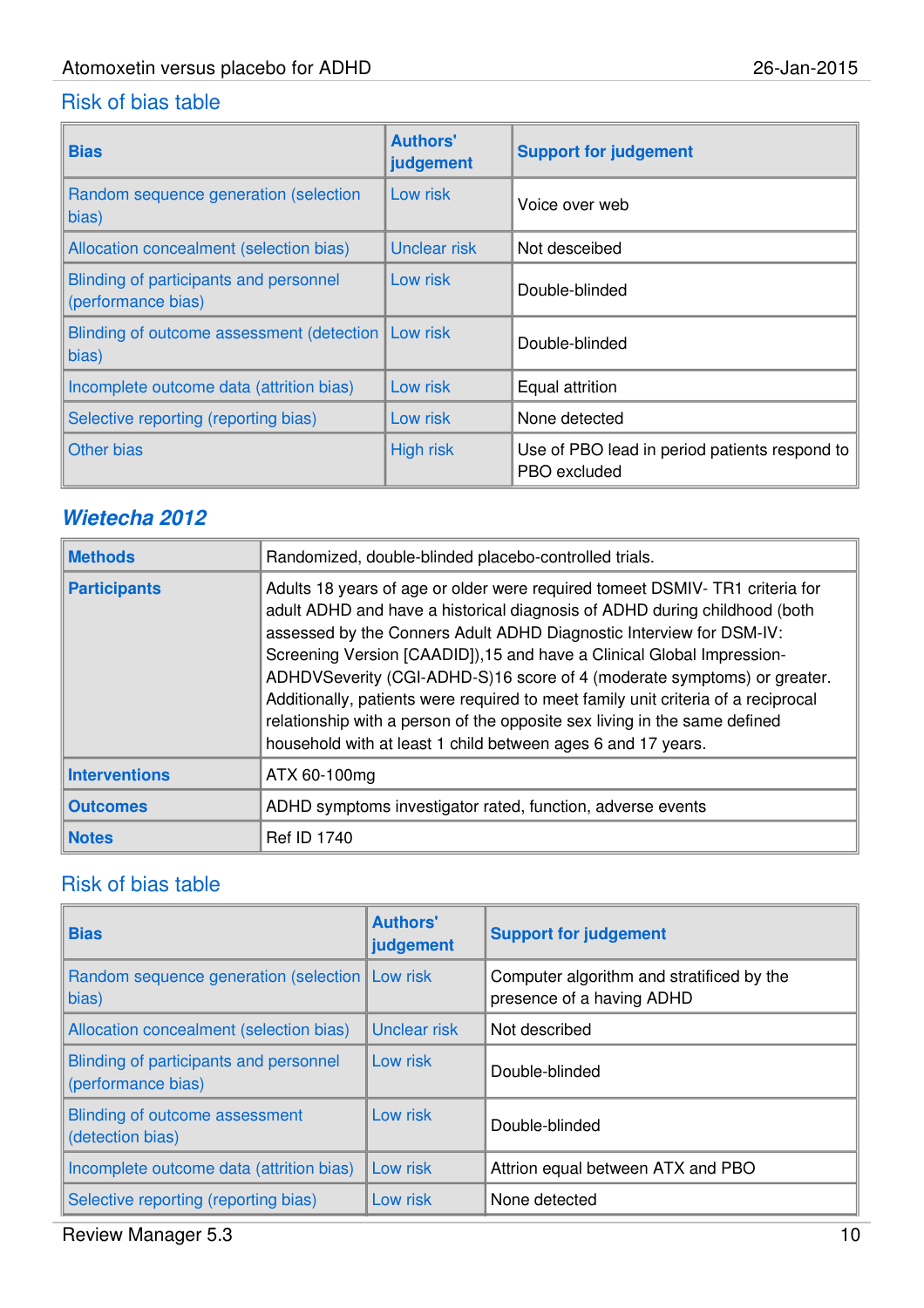## Risk of bias table

| Bias | Authors' judgement | Support for judgement |
|---|---|---|
| Random sequence generation (selection bias) | Low risk | Voice over web |
| Allocation concealment (selection bias) | Unclear risk | Not desceibed |
| Blinding of participants and personnel (performance bias) | Low risk | Double-blinded |
| Blinding of outcome assessment (detection bias) | Low risk | Double-blinded |
| Incomplete outcome data (attrition bias) | Low risk | Equal attrition |
| Selective reporting (reporting bias) | Low risk | None detected |
| Other bias | High risk | Use of PBO lead in period patients respond to PBO excluded |

## *Wietecha 2012*

| | |
|---|---|
| **Methods** | Randomized, double-blinded placebo-controlled trials. |
| **Participants** | Adults 18 years of age or older were required tomeet DSMIV- TR1 criteria for adult ADHD and have a historical diagnosis of ADHD during childhood (both assessed by the Conners Adult ADHD Diagnostic Interview for DSM-IV: Screening Version [CAADID]),15 and have a Clinical Global Impression-ADHDVSeverity (CGI-ADHD-S)16 score of 4 (moderate symptoms) or greater. Additionally, patients were required to meet family unit criteria of a reciprocal relationship with a person of the opposite sex living in the same defined household with at least 1 child between ages 6 and 17 years. |
| **Interventions** | ATX 60-100mg |
| **Outcomes** | ADHD symptoms investigator rated, function, adverse events |
| **Notes** | Ref ID 1740 |

## Risk of bias table

| Bias | Authors' judgement | Support for judgement |
|---|---|---|
| Random sequence generation (selection bias) | Low risk | Computer algorithm and stratificed by the presence of a having ADHD |
| Allocation concealment (selection bias) | Unclear risk | Not described |
| Blinding of participants and personnel (performance bias) | Low risk | Double-blinded |
| Blinding of outcome assessment (detection bias) | Low risk | Double-blinded |
| Incomplete outcome data (attrition bias) | Low risk | Attrion equal between ATX and PBO |
| Selective reporting (reporting bias) | Low risk | None detected |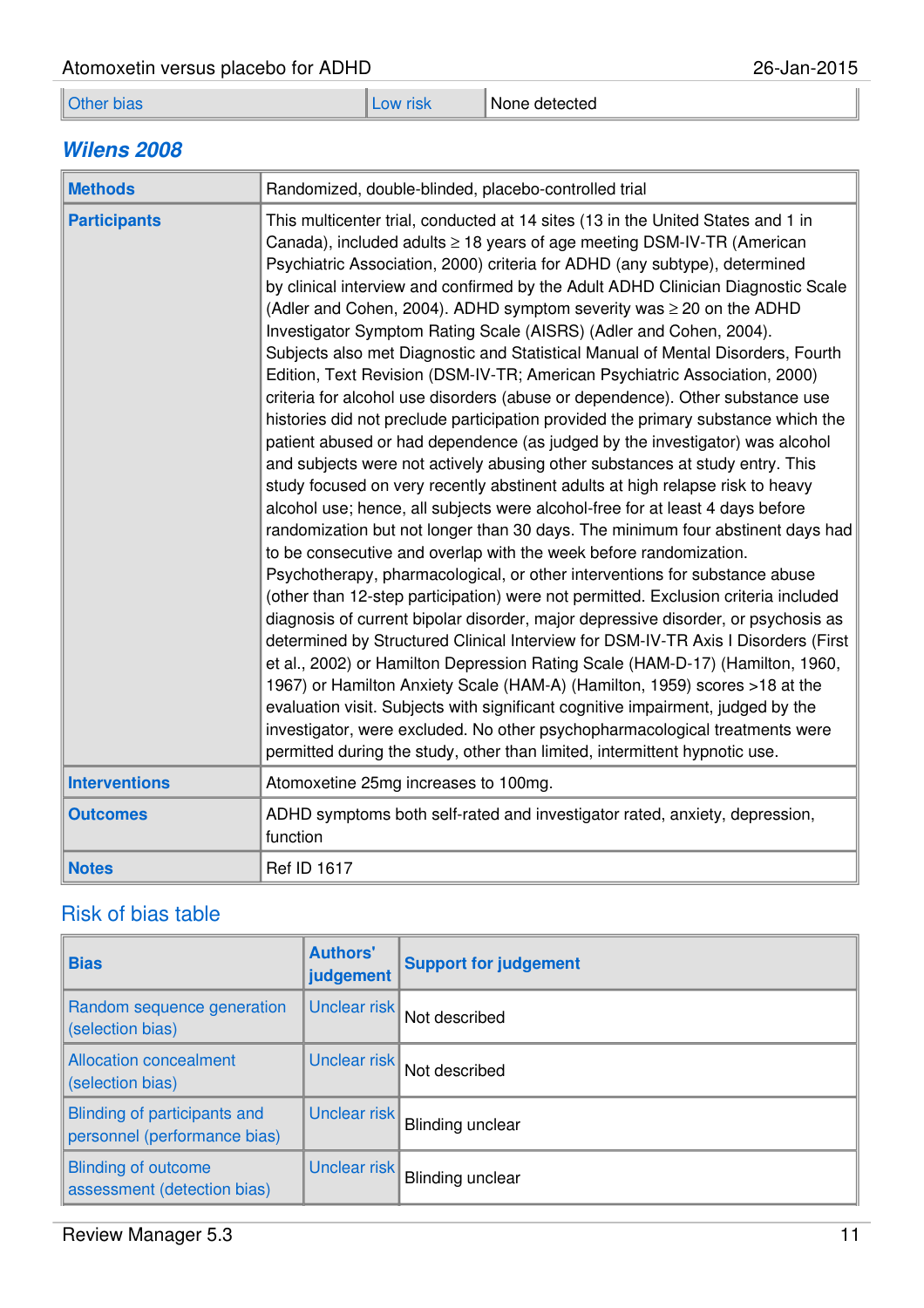| Other bias | Low risk | None detected |
|---|---|---|

## Wilens 2008

| | |
|---|---|
| **Methods** | Randomized, double-blinded, placebo-controlled trial |
| **Participants** | This multicenter trial, conducted at 14 sites (13 in the United States and 1 in Canada), included adults ≥ 18 years of age meeting DSM-IV-TR (American Psychiatric Association, 2000) criteria for ADHD (any subtype), determined by clinical interview and confirmed by the Adult ADHD Clinician Diagnostic Scale (Adler and Cohen, 2004). ADHD symptom severity was ≥ 20 on the ADHD Investigator Symptom Rating Scale (AISRS) (Adler and Cohen, 2004). Subjects also met Diagnostic and Statistical Manual of Mental Disorders, Fourth Edition, Text Revision (DSM-IV-TR; American Psychiatric Association, 2000) criteria for alcohol use disorders (abuse or dependence). Other substance use histories did not preclude participation provided the primary substance which the patient abused or had dependence (as judged by the investigator) was alcohol and subjects were not actively abusing other substances at study entry. This study focused on very recently abstinent adults at high relapse risk to heavy alcohol use; hence, all subjects were alcohol-free for at least 4 days before randomization but not longer than 30 days. The minimum four abstinent days had to be consecutive and overlap with the week before randomization. Psychotherapy, pharmacological, or other interventions for substance abuse (other than 12-step participation) were not permitted. Exclusion criteria included diagnosis of current bipolar disorder, major depressive disorder, or psychosis as determined by Structured Clinical Interview for DSM-IV-TR Axis I Disorders (First et al., 2002) or Hamilton Depression Rating Scale (HAM-D-17) (Hamilton, 1960, 1967) or Hamilton Anxiety Scale (HAM-A) (Hamilton, 1959) scores >18 at the evaluation visit. Subjects with significant cognitive impairment, judged by the investigator, were excluded. No other psychopharmacological treatments were permitted during the study, other than limited, intermittent hypnotic use. |
| **Interventions** | Atomoxetine 25mg increases to 100mg. |
| **Outcomes** | ADHD symptoms both self-rated and investigator rated, anxiety, depression, function |
| **Notes** | Ref ID 1617 |

### Risk of bias table

| Bias | Authors' judgement | Support for judgement |
|---|---|---|
| Random sequence generation (selection bias) | Unclear risk | Not described |
| Allocation concealment (selection bias) | Unclear risk | Not described |
| Blinding of participants and personnel (performance bias) | Unclear risk | Blinding unclear |
| Blinding of outcome assessment (detection bias) | Unclear risk | Blinding unclear |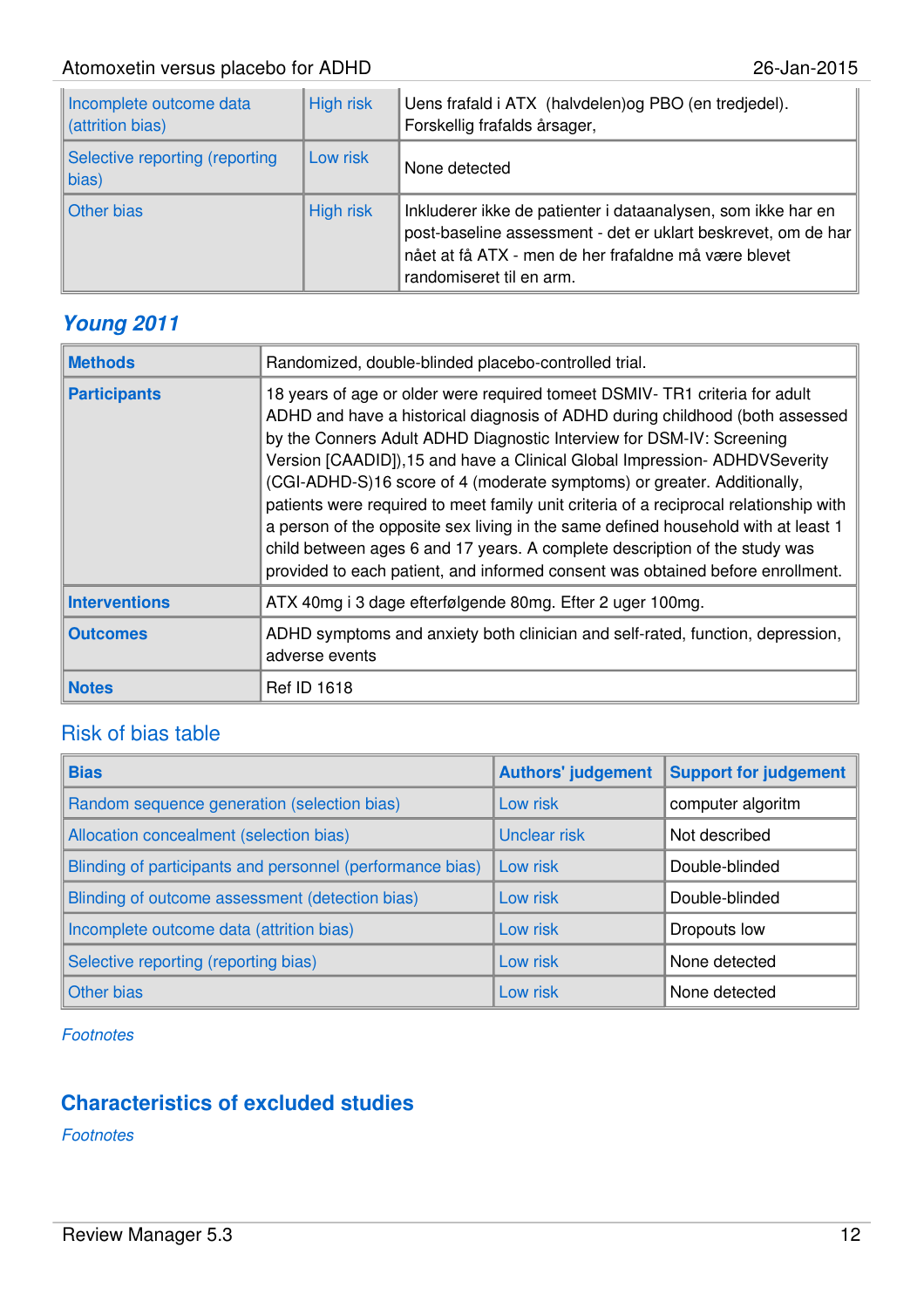| | | |
|---|---|---|
| Incomplete outcome data (attrition bias) | High risk | Uens frafald i ATX  (halvdelen)og PBO (en tredjedel). Forskellig frafalds årsager, |
| Selective reporting (reporting bias) | Low risk | None detected |
| Other bias | High risk | Inkluderer ikke de patienter i dataanalysen, som ikke har en post-baseline assessment - det er uklart beskrevet, om de har nået at få ATX - men de her frafaldne må være blevet randomiseret til en arm. |

## *Young 2011*

| | |
|---|---|
| **Methods** | Randomized, double-blinded placebo-controlled trial. |
| **Participants** | 18 years of age or older were required tomeet DSMIV- TR1 criteria for adult ADHD and have a historical diagnosis of ADHD during childhood (both assessed by the Conners Adult ADHD Diagnostic Interview for DSM-IV: Screening Version [CAADID]),15 and have a Clinical Global Impression- ADHDVSeverity (CGI-ADHD-S)16 score of 4 (moderate symptoms) or greater. Additionally, patients were required to meet family unit criteria of a reciprocal relationship with a person of the opposite sex living in the same defined household with at least 1 child between ages 6 and 17 years. A complete description of the study was provided to each patient, and informed consent was obtained before enrollment. |
| **Interventions** | ATX 40mg i 3 dage efterfølgende 80mg. Efter 2 uger 100mg. |
| **Outcomes** | ADHD symptoms and anxiety both clinician and self-rated, function, depression, adverse events |
| **Notes** | Ref ID 1618 |

### Risk of bias table

| Bias | Authors' judgement | Support for judgement |
|---|---|---|
| Random sequence generation (selection bias) | Low risk | computer algoritm |
| Allocation concealment (selection bias) | Unclear risk | Not described |
| Blinding of participants and personnel (performance bias) | Low risk | Double-blinded |
| Blinding of outcome assessment (detection bias) | Low risk | Double-blinded |
| Incomplete outcome data (attrition bias) | Low risk | Dropouts low |
| Selective reporting (reporting bias) | Low risk | None detected |
| Other bias | Low risk | None detected |

*Footnotes*

## Characteristics of excluded studies

*Footnotes*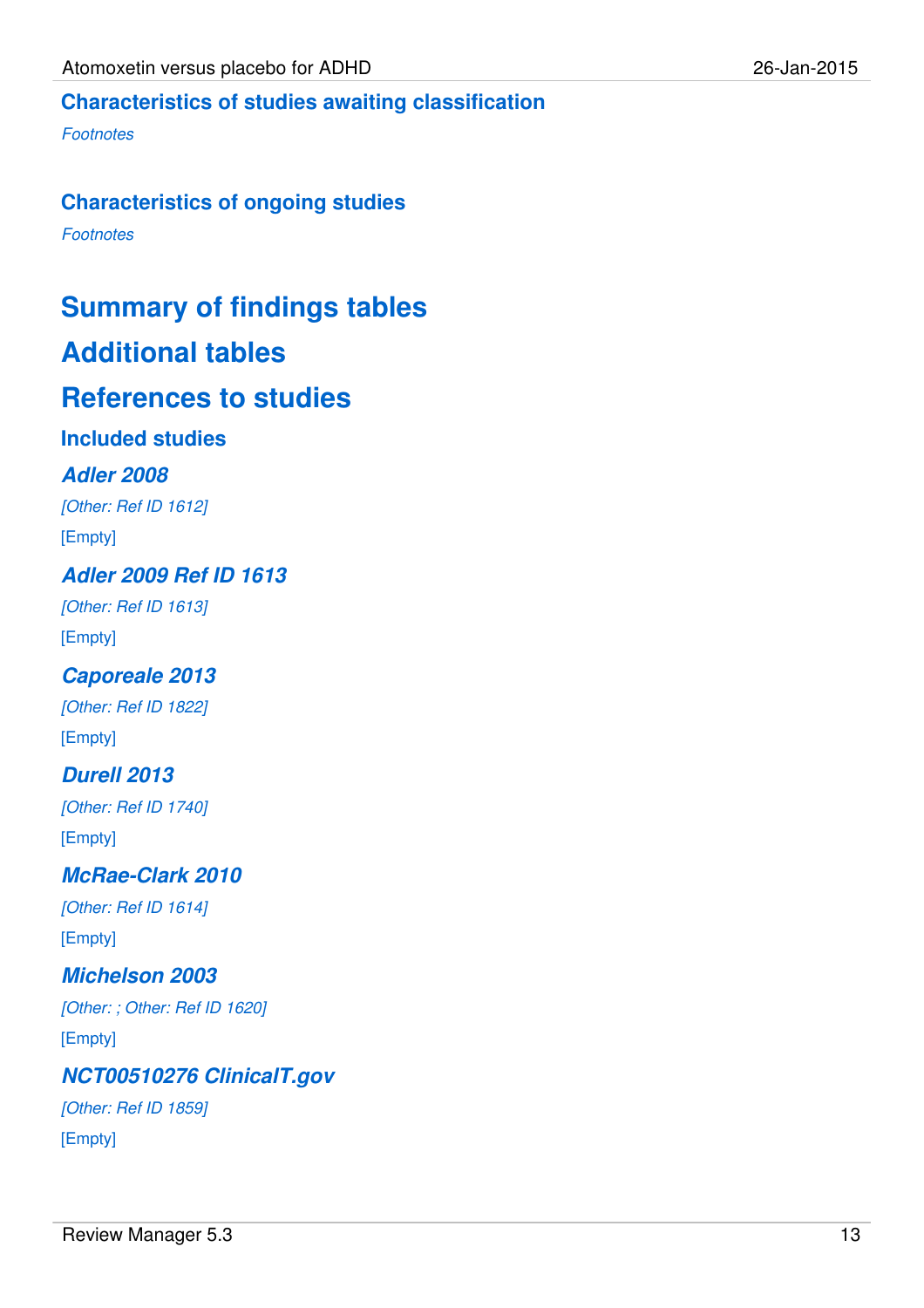### Characteristics of studies awaiting classification

*Footnotes*

### Characteristics of ongoing studies

*Footnotes*

# Summary of findings tables

# Additional tables

# References to studies

### Included studies

#### *Adler 2008*

*[Other: Ref ID 1612]*

[Empty]

#### *Adler 2009 Ref ID 1613*

*[Other: Ref ID 1613]*

[Empty]

#### *Caporeale 2013*

*[Other: Ref ID 1822]*

[Empty]

#### *Durell 2013*

*[Other: Ref ID 1740]*

[Empty]

#### *McRae-Clark 2010*

*[Other: Ref ID 1614]*

[Empty]

#### *Michelson 2003*

*[Other: ; Other: Ref ID 1620]*

[Empty]

#### *NCT00510276 ClinicalT.gov*

*[Other: Ref ID 1859]*

[Empty]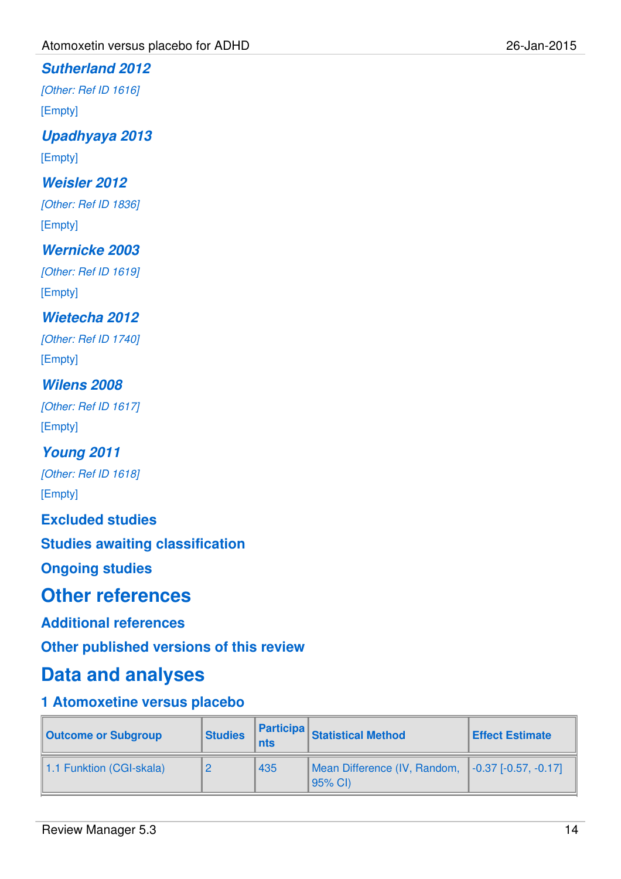### *Sutherland 2012*

*[Other: Ref ID 1616]*

[Empty]

### *Upadhyaya 2013*

[Empty]

### *Weisler 2012*

*[Other: Ref ID 1836]*

[Empty]

### *Wernicke 2003*

*[Other: Ref ID 1619]*

[Empty]

### *Wietecha 2012*

*[Other: Ref ID 1740]*

[Empty]

### *Wilens 2008*

*[Other: Ref ID 1617]*

[Empty]

### *Young 2011*

*[Other: Ref ID 1618]*

[Empty]

## Excluded studies

## Studies awaiting classification

## Ongoing studies

# Other references

## Additional references

## Other published versions of this review

# Data and analyses

## 1 Atomoxetine versus placebo

| Outcome or Subgroup | Studies | Participants | Statistical Method | Effect Estimate |
|---|---|---|---|---|
| 1.1 Funktion (CGI-skala) | 2 | 435 | Mean Difference (IV, Random, 95% CI) | -0.37 [-0.57, -0.17] |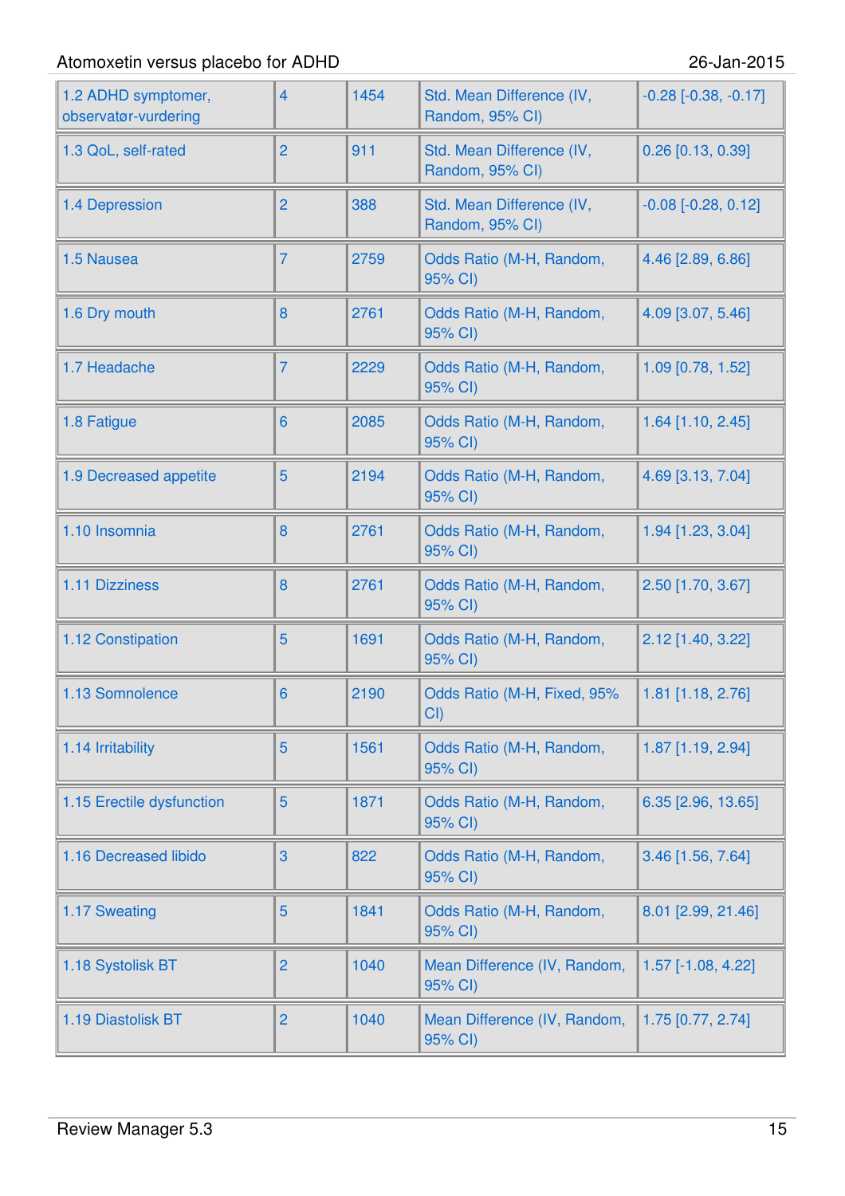| | | | | |
|---|---|---|---|---|
| 1.2 ADHD symptomer, observatør-vurdering | 4 | 1454 | Std. Mean Difference (IV, Random, 95% CI) | -0.28 [-0.38, -0.17] |
| 1.3 QoL, self-rated | 2 | 911 | Std. Mean Difference (IV, Random, 95% CI) | 0.26 [0.13, 0.39] |
| 1.4 Depression | 2 | 388 | Std. Mean Difference (IV, Random, 95% CI) | -0.08 [-0.28, 0.12] |
| 1.5 Nausea | 7 | 2759 | Odds Ratio (M-H, Random, 95% CI) | 4.46 [2.89, 6.86] |
| 1.6 Dry mouth | 8 | 2761 | Odds Ratio (M-H, Random, 95% CI) | 4.09 [3.07, 5.46] |
| 1.7 Headache | 7 | 2229 | Odds Ratio (M-H, Random, 95% CI) | 1.09 [0.78, 1.52] |
| 1.8 Fatigue | 6 | 2085 | Odds Ratio (M-H, Random, 95% CI) | 1.64 [1.10, 2.45] |
| 1.9 Decreased appetite | 5 | 2194 | Odds Ratio (M-H, Random, 95% CI) | 4.69 [3.13, 7.04] |
| 1.10 Insomnia | 8 | 2761 | Odds Ratio (M-H, Random, 95% CI) | 1.94 [1.23, 3.04] |
| 1.11 Dizziness | 8 | 2761 | Odds Ratio (M-H, Random, 95% CI) | 2.50 [1.70, 3.67] |
| 1.12 Constipation | 5 | 1691 | Odds Ratio (M-H, Random, 95% CI) | 2.12 [1.40, 3.22] |
| 1.13 Somnolence | 6 | 2190 | Odds Ratio (M-H, Fixed, 95% CI) | 1.81 [1.18, 2.76] |
| 1.14 Irritability | 5 | 1561 | Odds Ratio (M-H, Random, 95% CI) | 1.87 [1.19, 2.94] |
| 1.15 Erectile dysfunction | 5 | 1871 | Odds Ratio (M-H, Random, 95% CI) | 6.35 [2.96, 13.65] |
| 1.16 Decreased libido | 3 | 822 | Odds Ratio (M-H, Random, 95% CI) | 3.46 [1.56, 7.64] |
| 1.17 Sweating | 5 | 1841 | Odds Ratio (M-H, Random, 95% CI) | 8.01 [2.99, 21.46] |
| 1.18 Systolisk BT | 2 | 1040 | Mean Difference (IV, Random, 95% CI) | 1.57 [-1.08, 4.22] |
| 1.19 Diastolisk BT | 2 | 1040 | Mean Difference (IV, Random, 95% CI) | 1.75 [0.77, 2.74] |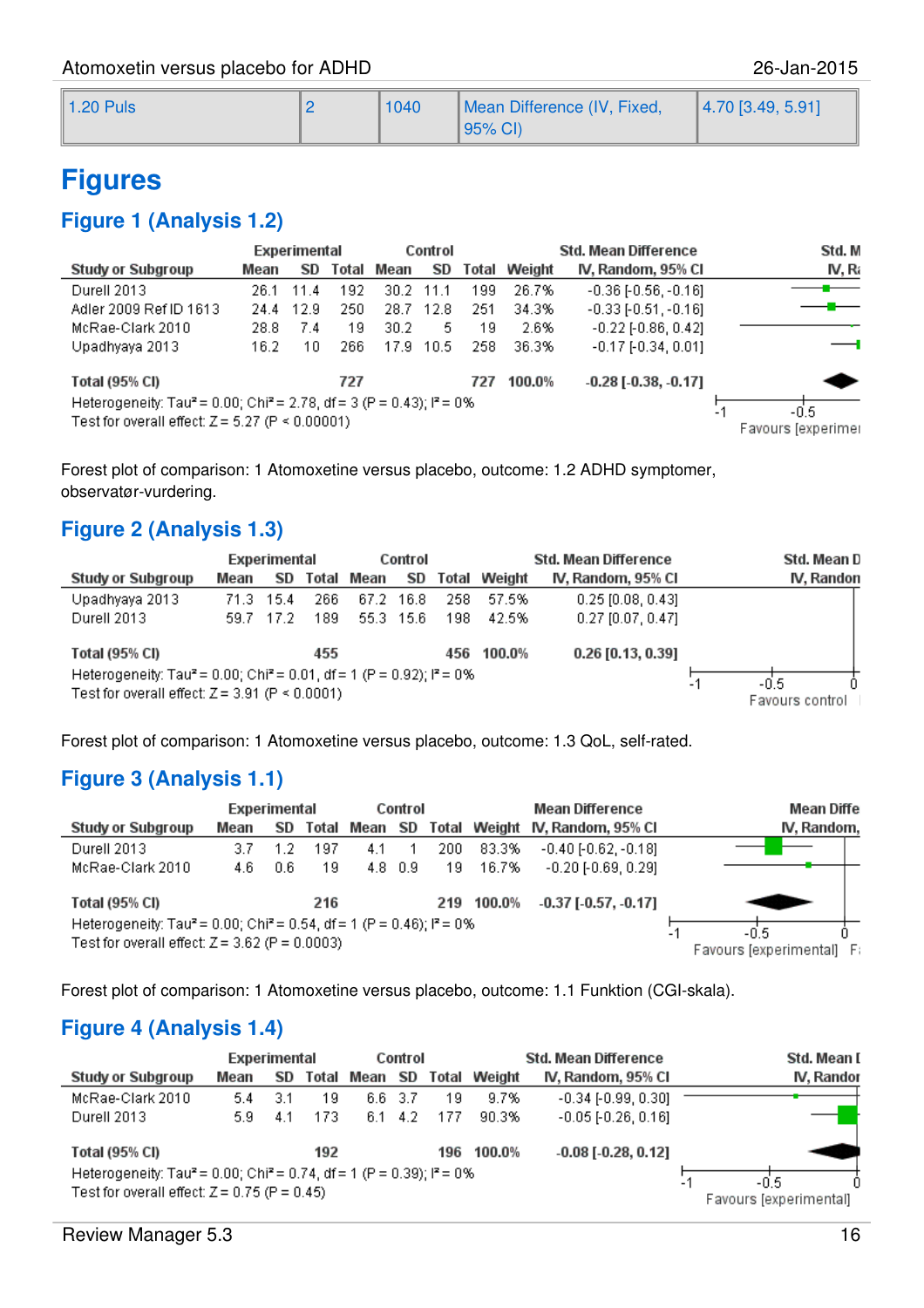| 1.20 Puls | 2 | 1040 | Mean Difference (IV, Fixed, 95% CI) | 4.70 [3.49, 5.91] |
|---|---|---|---|---|

# Figures

## Figure 1 (Analysis 1.2)

| Study or Subgroup | Experimental Mean | Experimental SD | Experimental Total | Control Mean | Control SD | Control Total | Weight | Std. Mean Difference IV, Random, 95% CI |
|---|---|---|---|---|---|---|---|---|
| Durell 2013 | 26.1 | 11.4 | 192 | 30.2 | 11.1 | 199 | 26.7% | -0.36 [-0.56, -0.16] |
| Adler 2009 Ref ID 1613 | 24.4 | 12.9 | 250 | 28.7 | 12.8 | 251 | 34.3% | -0.33 [-0.51, -0.16] |
| McRae-Clark 2010 | 28.8 | 7.4 | 19 | 30.2 | 5 | 19 | 2.6% | -0.22 [-0.86, 0.42] |
| Upadhyaya 2013 | 16.2 | 10 | 266 | 17.9 | 10.5 | 258 | 36.3% | -0.17 [-0.34, 0.01] |
| **Total (95% CI)** | | | **727** | | | **727** | **100.0%** | **-0.28 [-0.38, -0.17]** |

Heterogeneity: Tau² = 0.00; Chi² = 2.78, df = 3 (P = 0.43); I² = 0%

Test for overall effect: Z = 5.27 (P < 0.00001)

Forest plot of comparison: 1 Atomoxetine versus placebo, outcome: 1.2 ADHD symptomer, observatør-vurdering.

## Figure 2 (Analysis 1.3)

| Study or Subgroup | Experimental Mean | Experimental SD | Experimental Total | Control Mean | Control SD | Control Total | Weight | Std. Mean Difference IV, Random, 95% CI |
|---|---|---|---|---|---|---|---|---|
| Upadhyaya 2013 | 71.3 | 15.4 | 266 | 67.2 | 16.8 | 258 | 57.5% | 0.25 [0.08, 0.43] |
| Durell 2013 | 59.7 | 17.2 | 189 | 55.3 | 15.6 | 198 | 42.5% | 0.27 [0.07, 0.47] |
| **Total (95% CI)** | | | **455** | | | **456** | **100.0%** | **0.26 [0.13, 0.39]** |

Heterogeneity: Tau² = 0.00; Chi² = 0.01, df = 1 (P = 0.92); I² = 0%

Test for overall effect: Z = 3.91 (P < 0.0001)

Forest plot of comparison: 1 Atomoxetine versus placebo, outcome: 1.3 QoL, self-rated.

## Figure 3 (Analysis 1.1)

| Study or Subgroup | Experimental Mean | Experimental SD | Experimental Total | Control Mean | Control SD | Control Total | Weight | Mean Difference IV, Random, 95% CI |
|---|---|---|---|---|---|---|---|---|
| Durell 2013 | 3.7 | 1.2 | 197 | 4.1 | 1 | 200 | 83.3% | -0.40 [-0.62, -0.18] |
| McRae-Clark 2010 | 4.6 | 0.6 | 19 | 4.8 | 0.9 | 19 | 16.7% | -0.20 [-0.69, 0.29] |
| **Total (95% CI)** | | | **216** | | | **219** | **100.0%** | **-0.37 [-0.57, -0.17]** |

Heterogeneity: Tau² = 0.00; Chi² = 0.54, df = 1 (P = 0.46); I² = 0%

Test for overall effect: Z = 3.62 (P = 0.0003)

Forest plot of comparison: 1 Atomoxetine versus placebo, outcome: 1.1 Funktion (CGI-skala).

## Figure 4 (Analysis 1.4)

| Study or Subgroup | Experimental Mean | Experimental SD | Experimental Total | Control Mean | Control SD | Control Total | Weight | Std. Mean Difference IV, Random, 95% CI |
|---|---|---|---|---|---|---|---|---|
| McRae-Clark 2010 | 5.4 | 3.1 | 19 | 6.6 | 3.7 | 19 | 9.7% | -0.34 [-0.99, 0.30] |
| Durell 2013 | 5.9 | 4.1 | 173 | 6.1 | 4.2 | 177 | 90.3% | -0.05 [-0.26, 0.16] |
| **Total (95% CI)** | | | **192** | | | **196** | **100.0%** | **-0.08 [-0.28, 0.12]** |

Heterogeneity: Tau² = 0.00; Chi² = 0.74, df = 1 (P = 0.39); I² = 0%

Test for overall effect: Z = 0.75 (P = 0.45)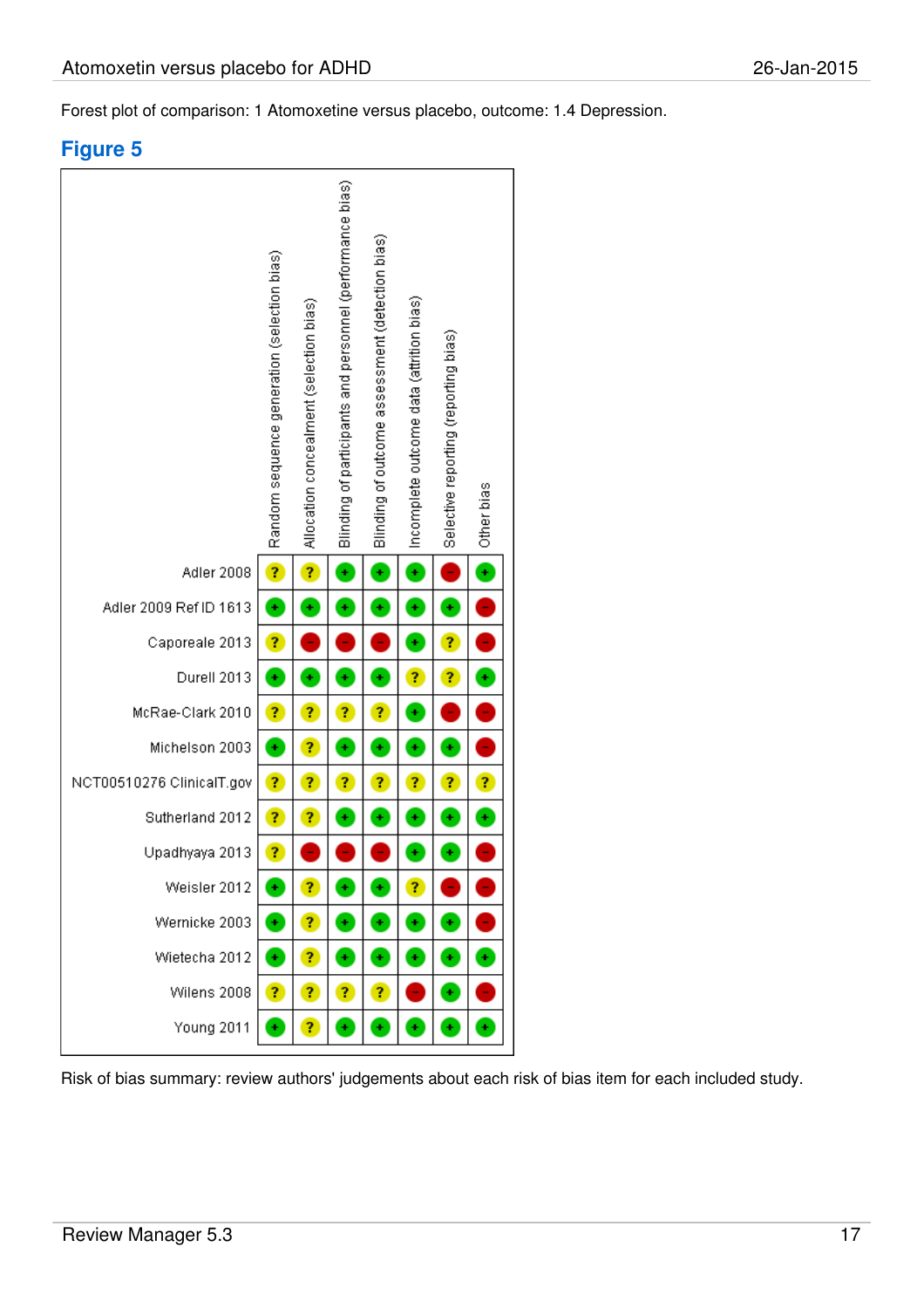Forest plot of comparison: 1 Atomoxetine versus placebo, outcome: 1.4 Depression.

## Figure 5

| | Random sequence generation (selection bias) | Allocation concealment (selection bias) | Blinding of participants and personnel (performance bias) | Blinding of outcome assessment (detection bias) | Incomplete outcome data (attrition bias) | Selective reporting (reporting bias) | Other bias |
|---|---|---|---|---|---|---|---|
| Adler 2008 | ? | ? | + | + | + | - | + |
| Adler 2009 Ref ID 1613 | + | + | + | + | + | + | - |
| Caporeale 2013 | ? | - | - | - | + | ? | - |
| Durell 2013 | + | + | + | + | ? | ? | + |
| McRae-Clark 2010 | ? | ? | ? | ? | + | - | - |
| Michelson 2003 | + | ? | + | + | + | + | - |
| NCT00510276 ClinicalT.gov | ? | ? | ? | ? | ? | ? | ? |
| Sutherland 2012 | ? | ? | + | + | + | + | + |
| Upadhyaya 2013 | ? | - | - | - | + | + | - |
| Weisler 2012 | + | ? | + | + | ? | - | - |
| Wernicke 2003 | + | ? | + | + | + | + | - |
| Wietecha 2012 | + | ? | + | + | + | + | + |
| Wilens 2008 | ? | ? | ? | ? | - | + | - |
| Young 2011 | + | ? | + | + | + | + | + |

Risk of bias summary: review authors' judgements about each risk of bias item for each included study.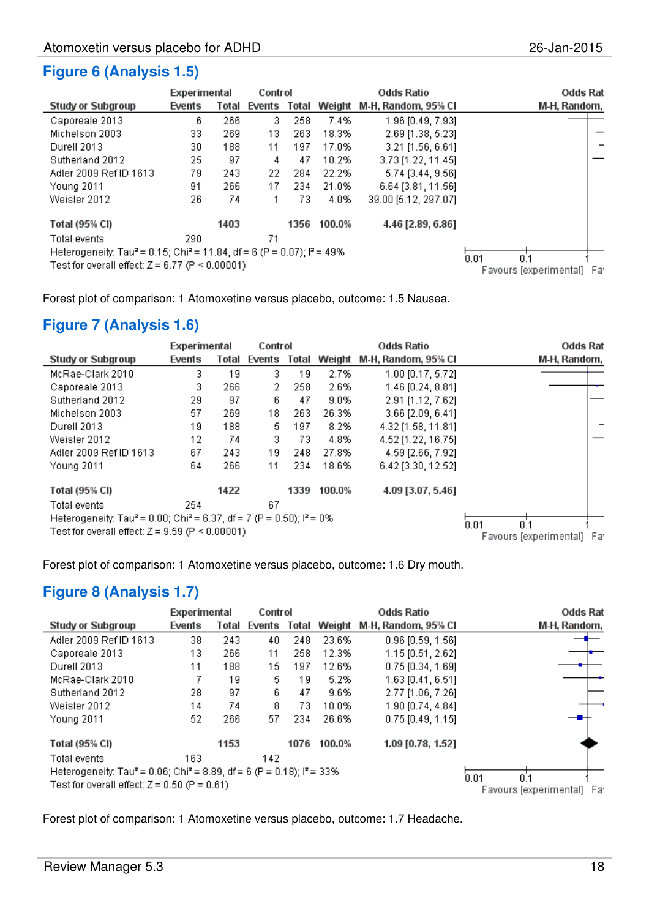## Figure 6 (Analysis 1.5)

| Study or Subgroup | Experimental Events | Experimental Total | Control Events | Control Total | Weight | Odds Ratio M-H, Random, 95% CI |
|---|---|---|---|---|---|---|
| Caporeale 2013 | 6 | 266 | 3 | 258 | 7.4% | 1.96 [0.49, 7.93] |
| Michelson 2003 | 33 | 269 | 13 | 263 | 18.3% | 2.69 [1.38, 5.23] |
| Durell 2013 | 30 | 188 | 11 | 197 | 17.0% | 3.21 [1.56, 6.61] |
| Sutherland 2012 | 25 | 97 | 4 | 47 | 10.2% | 3.73 [1.22, 11.45] |
| Adler 2009 Ref ID 1613 | 79 | 243 | 22 | 284 | 22.2% | 5.74 [3.44, 9.56] |
| Young 2011 | 91 | 266 | 17 | 234 | 21.0% | 6.64 [3.81, 11.56] |
| Weisler 2012 | 26 | 74 | 1 | 73 | 4.0% | 39.00 [5.12, 297.07] |
| **Total (95% CI)** | | **1403** | | **1356** | **100.0%** | **4.46 [2.89, 6.86]** |
| Total events | 290 | | 71 | | | |

Heterogeneity: Tau² = 0.15; Chi² = 11.84, df = 6 (P = 0.07); I² = 49%
Test for overall effect: Z = 6.77 (P < 0.00001)

Odds Rat... M-H, Random, ... — axis: 0.01, 0.1, 1; Favours [experimental] Fa...

Forest plot of comparison: 1 Atomoxetine versus placebo, outcome: 1.5 Nausea.

## Figure 7 (Analysis 1.6)

| Study or Subgroup | Experimental Events | Experimental Total | Control Events | Control Total | Weight | Odds Ratio M-H, Random, 95% CI |
|---|---|---|---|---|---|---|
| McRae-Clark 2010 | 3 | 19 | 3 | 19 | 2.7% | 1.00 [0.17, 5.72] |
| Caporeale 2013 | 3 | 266 | 2 | 258 | 2.6% | 1.46 [0.24, 8.81] |
| Sutherland 2012 | 29 | 97 | 6 | 47 | 9.0% | 2.91 [1.12, 7.62] |
| Michelson 2003 | 57 | 269 | 18 | 263 | 26.3% | 3.66 [2.09, 6.41] |
| Durell 2013 | 19 | 188 | 5 | 197 | 8.2% | 4.32 [1.58, 11.81] |
| Weisler 2012 | 12 | 74 | 3 | 73 | 4.8% | 4.52 [1.22, 16.75] |
| Adler 2009 Ref ID 1613 | 67 | 243 | 19 | 248 | 27.8% | 4.59 [2.66, 7.92] |
| Young 2011 | 64 | 266 | 11 | 234 | 18.6% | 6.42 [3.30, 12.52] |
| **Total (95% CI)** | | **1422** | | **1339** | **100.0%** | **4.09 [3.07, 5.46]** |
| Total events | 254 | | 67 | | | |

Heterogeneity: Tau² = 0.00; Chi² = 6.37, df = 7 (P = 0.50); I² = 0%
Test for overall effect: Z = 9.59 (P < 0.00001)

Odds Rat... M-H, Random, ... — axis: 0.01, 0.1, 1; Favours [experimental] Fa...

Forest plot of comparison: 1 Atomoxetine versus placebo, outcome: 1.6 Dry mouth.

## Figure 8 (Analysis 1.7)

| Study or Subgroup | Experimental Events | Experimental Total | Control Events | Control Total | Weight | Odds Ratio M-H, Random, 95% CI |
|---|---|---|---|---|---|---|
| Adler 2009 Ref ID 1613 | 38 | 243 | 40 | 248 | 23.6% | 0.96 [0.59, 1.56] |
| Caporeale 2013 | 13 | 266 | 11 | 258 | 12.3% | 1.15 [0.51, 2.62] |
| Durell 2013 | 11 | 188 | 15 | 197 | 12.6% | 0.75 [0.34, 1.69] |
| McRae-Clark 2010 | 7 | 19 | 5 | 19 | 5.2% | 1.63 [0.41, 6.51] |
| Sutherland 2012 | 28 | 97 | 6 | 47 | 9.6% | 2.77 [1.06, 7.26] |
| Weisler 2012 | 14 | 74 | 8 | 73 | 10.0% | 1.90 [0.74, 4.84] |
| Young 2011 | 52 | 266 | 57 | 234 | 26.6% | 0.75 [0.49, 1.15] |
| **Total (95% CI)** | | **1153** | | **1076** | **100.0%** | **1.09 [0.78, 1.52]** |
| Total events | 163 | | 142 | | | |

Heterogeneity: Tau² = 0.06; Chi² = 8.89, df = 6 (P = 0.18); I² = 33%
Test for overall effect: Z = 0.50 (P = 0.61)

Odds Rat... M-H, Random, ... — axis: 0.01, 0.1, 1; Favours [experimental] Fa...

Forest plot of comparison: 1 Atomoxetine versus placebo, outcome: 1.7 Headache.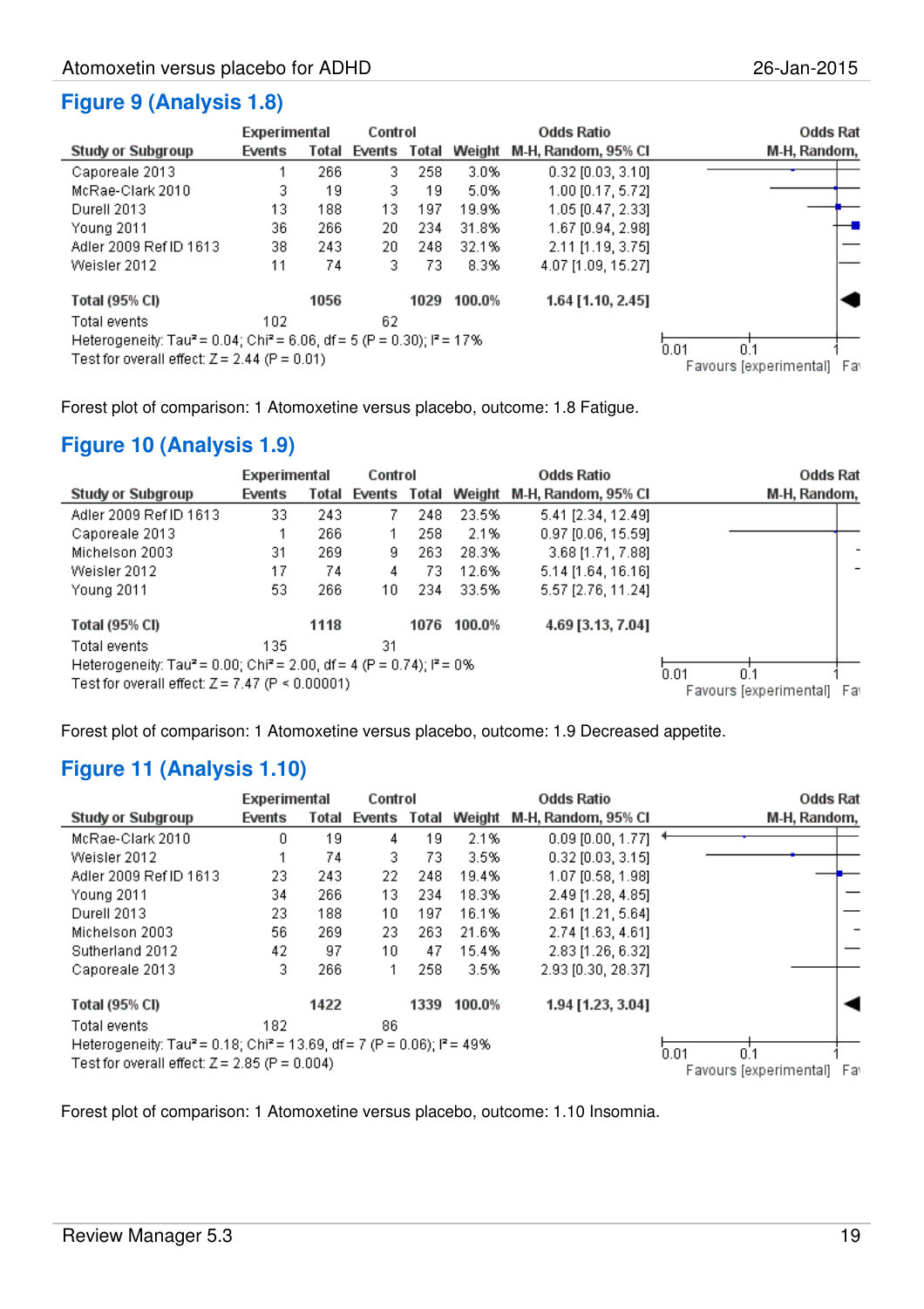## Figure 9 (Analysis 1.8)

| Study or Subgroup | Experimental Events | Experimental Total | Control Events | Control Total | Weight | Odds Ratio M-H, Random, 95% CI |
|---|---|---|---|---|---|---|
| Caporeale 2013 | 1 | 266 | 3 | 258 | 3.0% | 0.32 [0.03, 3.10] |
| McRae-Clark 2010 | 3 | 19 | 3 | 19 | 5.0% | 1.00 [0.17, 5.72] |
| Durell 2013 | 13 | 188 | 13 | 197 | 19.9% | 1.05 [0.47, 2.33] |
| Young 2011 | 36 | 266 | 20 | 234 | 31.8% | 1.67 [0.94, 2.98] |
| Adler 2009 Ref ID 1613 | 38 | 243 | 20 | 248 | 32.1% | 2.11 [1.19, 3.75] |
| Weisler 2012 | 11 | 74 | 3 | 73 | 8.3% | 4.07 [1.09, 15.27] |
| **Total (95% CI)** | | **1056** | | **1029** | **100.0%** | **1.64 [1.10, 2.45]** |
| Total events | 102 | | 62 | | | |

Heterogeneity: Tau² = 0.04; Chi² = 6.06, df = 5 (P = 0.30); I² = 17%
Test for overall effect: Z = 2.44 (P = 0.01)

Forest plot of comparison: 1 Atomoxetine versus placebo, outcome: 1.8 Fatigue.

## Figure 10 (Analysis 1.9)

| Study or Subgroup | Experimental Events | Experimental Total | Control Events | Control Total | Weight | Odds Ratio M-H, Random, 95% CI |
|---|---|---|---|---|---|---|
| Adler 2009 Ref ID 1613 | 33 | 243 | 7 | 248 | 23.5% | 5.41 [2.34, 12.49] |
| Caporeale 2013 | 1 | 266 | 1 | 258 | 2.1% | 0.97 [0.06, 15.59] |
| Michelson 2003 | 31 | 269 | 9 | 263 | 28.3% | 3.68 [1.71, 7.88] |
| Weisler 2012 | 17 | 74 | 4 | 73 | 12.6% | 5.14 [1.64, 16.16] |
| Young 2011 | 53 | 266 | 10 | 234 | 33.5% | 5.57 [2.76, 11.24] |
| **Total (95% CI)** | | **1118** | | **1076** | **100.0%** | **4.69 [3.13, 7.04]** |
| Total events | 135 | | 31 | | | |

Heterogeneity: Tau² = 0.00; Chi² = 2.00, df = 4 (P = 0.74); I² = 0%
Test for overall effect: Z = 7.47 (P < 0.00001)

Forest plot of comparison: 1 Atomoxetine versus placebo, outcome: 1.9 Decreased appetite.

## Figure 11 (Analysis 1.10)

| Study or Subgroup | Experimental Events | Experimental Total | Control Events | Control Total | Weight | Odds Ratio M-H, Random, 95% CI |
|---|---|---|---|---|---|---|
| McRae-Clark 2010 | 0 | 19 | 4 | 19 | 2.1% | 0.09 [0.00, 1.77] |
| Weisler 2012 | 1 | 74 | 3 | 73 | 3.5% | 0.32 [0.03, 3.15] |
| Adler 2009 Ref ID 1613 | 23 | 243 | 22 | 248 | 19.4% | 1.07 [0.58, 1.98] |
| Young 2011 | 34 | 266 | 13 | 234 | 18.3% | 2.49 [1.28, 4.85] |
| Durell 2013 | 23 | 188 | 10 | 197 | 16.1% | 2.61 [1.21, 5.64] |
| Michelson 2003 | 56 | 269 | 23 | 263 | 21.6% | 2.74 [1.63, 4.61] |
| Sutherland 2012 | 42 | 97 | 10 | 47 | 15.4% | 2.83 [1.26, 6.32] |
| Caporeale 2013 | 3 | 266 | 1 | 258 | 3.5% | 2.93 [0.30, 28.37] |
| **Total (95% CI)** | | **1422** | | **1339** | **100.0%** | **1.94 [1.23, 3.04]** |
| Total events | 182 | | 86 | | | |

Heterogeneity: Tau² = 0.18; Chi² = 13.69, df = 7 (P = 0.06); I² = 49%
Test for overall effect: Z = 2.85 (P = 0.004)

Forest plot of comparison: 1 Atomoxetine versus placebo, outcome: 1.10 Insomnia.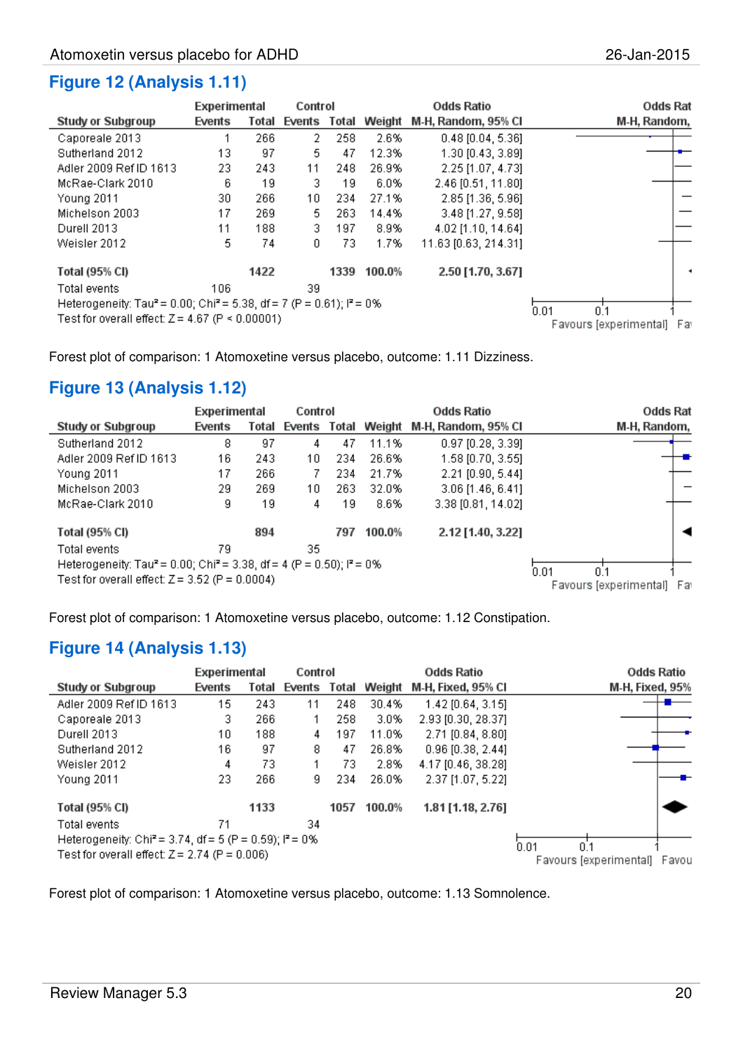## Figure 12 (Analysis 1.11)

| Study or Subgroup | Experimental Events | Experimental Total | Control Events | Control Total | Weight | Odds Ratio M-H, Random, 95% CI |
|---|---|---|---|---|---|---|
| Caporeale 2013 | 1 | 266 | 2 | 258 | 2.6% | 0.48 [0.04, 5.36] |
| Sutherland 2012 | 13 | 97 | 5 | 47 | 12.3% | 1.30 [0.43, 3.89] |
| Adler 2009 Ref ID 1613 | 23 | 243 | 11 | 248 | 26.9% | 2.25 [1.07, 4.73] |
| McRae-Clark 2010 | 6 | 19 | 3 | 19 | 6.0% | 2.46 [0.51, 11.80] |
| Young 2011 | 30 | 266 | 10 | 234 | 27.1% | 2.85 [1.36, 5.96] |
| Michelson 2003 | 17 | 269 | 5 | 263 | 14.4% | 3.48 [1.27, 9.58] |
| Durell 2013 | 11 | 188 | 3 | 197 | 8.9% | 4.02 [1.10, 14.64] |
| Weisler 2012 | 5 | 74 | 0 | 73 | 1.7% | 11.63 [0.63, 214.31] |
| **Total (95% CI)** | | **1422** | | **1339** | **100.0%** | **2.50 [1.70, 3.67]** |
| Total events | 106 | | 39 | | | |

Heterogeneity: Tau² = 0.00; Chi² = 5.38, df = 7 (P = 0.61); I² = 0%
Test for overall effect: Z = 4.67 (P < 0.00001)

Odds Ratio M-H, Random, 95% CI — axis: 0.01, 0.1, 1 — Favours [experimental] | Favours [control]

Forest plot of comparison: 1 Atomoxetine versus placebo, outcome: 1.11 Dizziness.

## Figure 13 (Analysis 1.12)

| Study or Subgroup | Experimental Events | Experimental Total | Control Events | Control Total | Weight | Odds Ratio M-H, Random, 95% CI |
|---|---|---|---|---|---|---|
| Sutherland 2012 | 8 | 97 | 4 | 47 | 11.1% | 0.97 [0.28, 3.39] |
| Adler 2009 Ref ID 1613 | 16 | 243 | 10 | 234 | 26.6% | 1.58 [0.70, 3.55] |
| Young 2011 | 17 | 266 | 7 | 234 | 21.7% | 2.21 [0.90, 5.44] |
| Michelson 2003 | 29 | 269 | 10 | 263 | 32.0% | 3.06 [1.46, 6.41] |
| McRae-Clark 2010 | 9 | 19 | 4 | 19 | 8.6% | 3.38 [0.81, 14.02] |
| **Total (95% CI)** | | **894** | | **797** | **100.0%** | **2.12 [1.40, 3.22]** |
| Total events | 79 | | 35 | | | |

Heterogeneity: Tau² = 0.00; Chi² = 3.38, df = 4 (P = 0.50); I² = 0%
Test for overall effect: Z = 3.52 (P = 0.0004)

Odds Ratio M-H, Random, 95% CI — axis: 0.01, 0.1, 1 — Favours [experimental] | Favours [control]

Forest plot of comparison: 1 Atomoxetine versus placebo, outcome: 1.12 Constipation.

## Figure 14 (Analysis 1.13)

| Study or Subgroup | Experimental Events | Experimental Total | Control Events | Control Total | Weight | Odds Ratio M-H, Fixed, 95% CI |
|---|---|---|---|---|---|---|
| Adler 2009 Ref ID 1613 | 15 | 243 | 11 | 248 | 30.4% | 1.42 [0.64, 3.15] |
| Caporeale 2013 | 3 | 266 | 1 | 258 | 3.0% | 2.93 [0.30, 28.37] |
| Durell 2013 | 10 | 188 | 4 | 197 | 11.0% | 2.71 [0.84, 8.80] |
| Sutherland 2012 | 16 | 97 | 8 | 47 | 26.8% | 0.96 [0.38, 2.44] |
| Weisler 2012 | 4 | 73 | 1 | 73 | 2.8% | 4.17 [0.46, 38.28] |
| Young 2011 | 23 | 266 | 9 | 234 | 26.0% | 2.37 [1.07, 5.22] |
| **Total (95% CI)** | | **1133** | | **1057** | **100.0%** | **1.81 [1.18, 2.76]** |
| Total events | 71 | | 34 | | | |

Heterogeneity: Chi² = 3.74, df = 5 (P = 0.59); I² = 0%
Test for overall effect: Z = 2.74 (P = 0.006)

Odds Ratio M-H, Fixed, 95% CI — axis: 0.01, 0.1, 1 — Favours [experimental] | Favours [control]

Forest plot of comparison: 1 Atomoxetine versus placebo, outcome: 1.13 Somnolence.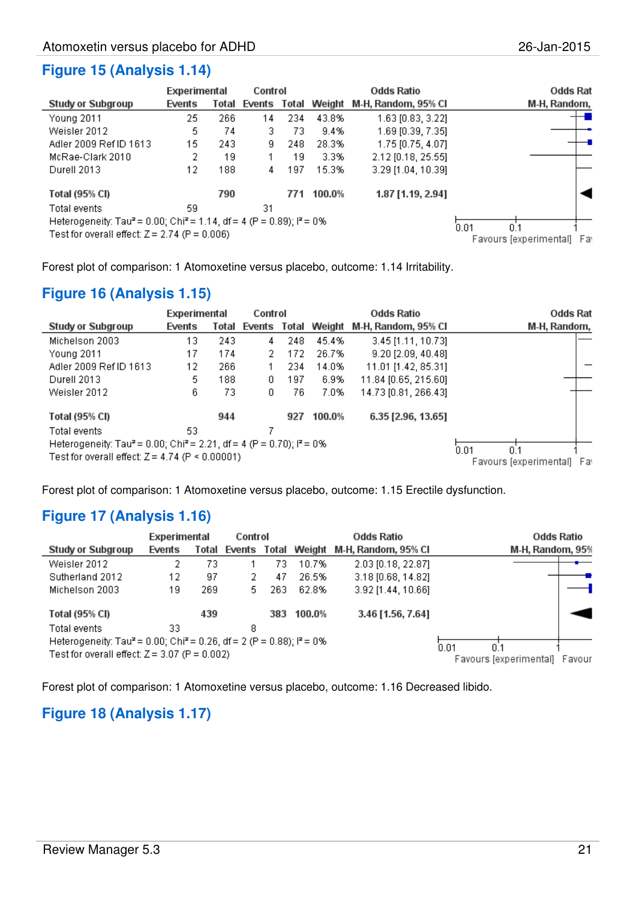## Figure 15 (Analysis 1.14)

| Study or Subgroup | Experimental Events | Experimental Total | Control Events | Control Total | Weight | Odds Ratio M-H, Random, 95% CI |
|---|---|---|---|---|---|---|
| Young 2011 | 25 | 266 | 14 | 234 | 43.8% | 1.63 [0.83, 3.22] |
| Weisler 2012 | 5 | 74 | 3 | 73 | 9.4% | 1.69 [0.39, 7.35] |
| Adler 2009 Ref ID 1613 | 15 | 243 | 9 | 248 | 28.3% | 1.75 [0.75, 4.07] |
| McRae-Clark 2010 | 2 | 19 | 1 | 19 | 3.3% | 2.12 [0.18, 25.55] |
| Durell 2013 | 12 | 188 | 4 | 197 | 15.3% | 3.29 [1.04, 10.39] |
| **Total (95% CI)** | | **790** | | **771** | **100.0%** | **1.87 [1.19, 2.94]** |
| Total events | 59 | | 31 | | | |

Heterogeneity: Tau² = 0.00; Chi² = 1.14, df = 4 (P = 0.89); I² = 0%
Test for overall effect: Z = 2.74 (P = 0.006)

Forest plot of comparison: 1 Atomoxetine versus placebo, outcome: 1.14 Irritability.

## Figure 16 (Analysis 1.15)

| Study or Subgroup | Experimental Events | Experimental Total | Control Events | Control Total | Weight | Odds Ratio M-H, Random, 95% CI |
|---|---|---|---|---|---|---|
| Michelson 2003 | 13 | 243 | 4 | 248 | 45.4% | 3.45 [1.11, 10.73] |
| Young 2011 | 17 | 174 | 2 | 172 | 26.7% | 9.20 [2.09, 40.48] |
| Adler 2009 Ref ID 1613 | 12 | 266 | 1 | 234 | 14.0% | 11.01 [1.42, 85.31] |
| Durell 2013 | 5 | 188 | 0 | 197 | 6.9% | 11.84 [0.65, 215.60] |
| Weisler 2012 | 6 | 73 | 0 | 76 | 7.0% | 14.73 [0.81, 266.43] |
| **Total (95% CI)** | | **944** | | **927** | **100.0%** | **6.35 [2.96, 13.65]** |
| Total events | 53 | | 7 | | | |

Heterogeneity: Tau² = 0.00; Chi² = 2.21, df = 4 (P = 0.70); I² = 0%
Test for overall effect: Z = 4.74 (P < 0.00001)

Forest plot of comparison: 1 Atomoxetine versus placebo, outcome: 1.15 Erectile dysfunction.

## Figure 17 (Analysis 1.16)

| Study or Subgroup | Experimental Events | Experimental Total | Control Events | Control Total | Weight | Odds Ratio M-H, Random, 95% CI |
|---|---|---|---|---|---|---|
| Weisler 2012 | 2 | 73 | 1 | 73 | 10.7% | 2.03 [0.18, 22.87] |
| Sutherland 2012 | 12 | 97 | 2 | 47 | 26.5% | 3.18 [0.68, 14.82] |
| Michelson 2003 | 19 | 269 | 5 | 263 | 62.8% | 3.92 [1.44, 10.66] |
| **Total (95% CI)** | | **439** | | **383** | **100.0%** | **3.46 [1.56, 7.64]** |
| Total events | 33 | | 8 | | | |

Heterogeneity: Tau² = 0.00; Chi² = 0.26, df = 2 (P = 0.88); I² = 0%
Test for overall effect: Z = 3.07 (P = 0.002)

Forest plot of comparison: 1 Atomoxetine versus placebo, outcome: 1.16 Decreased libido.

## Figure 18 (Analysis 1.17)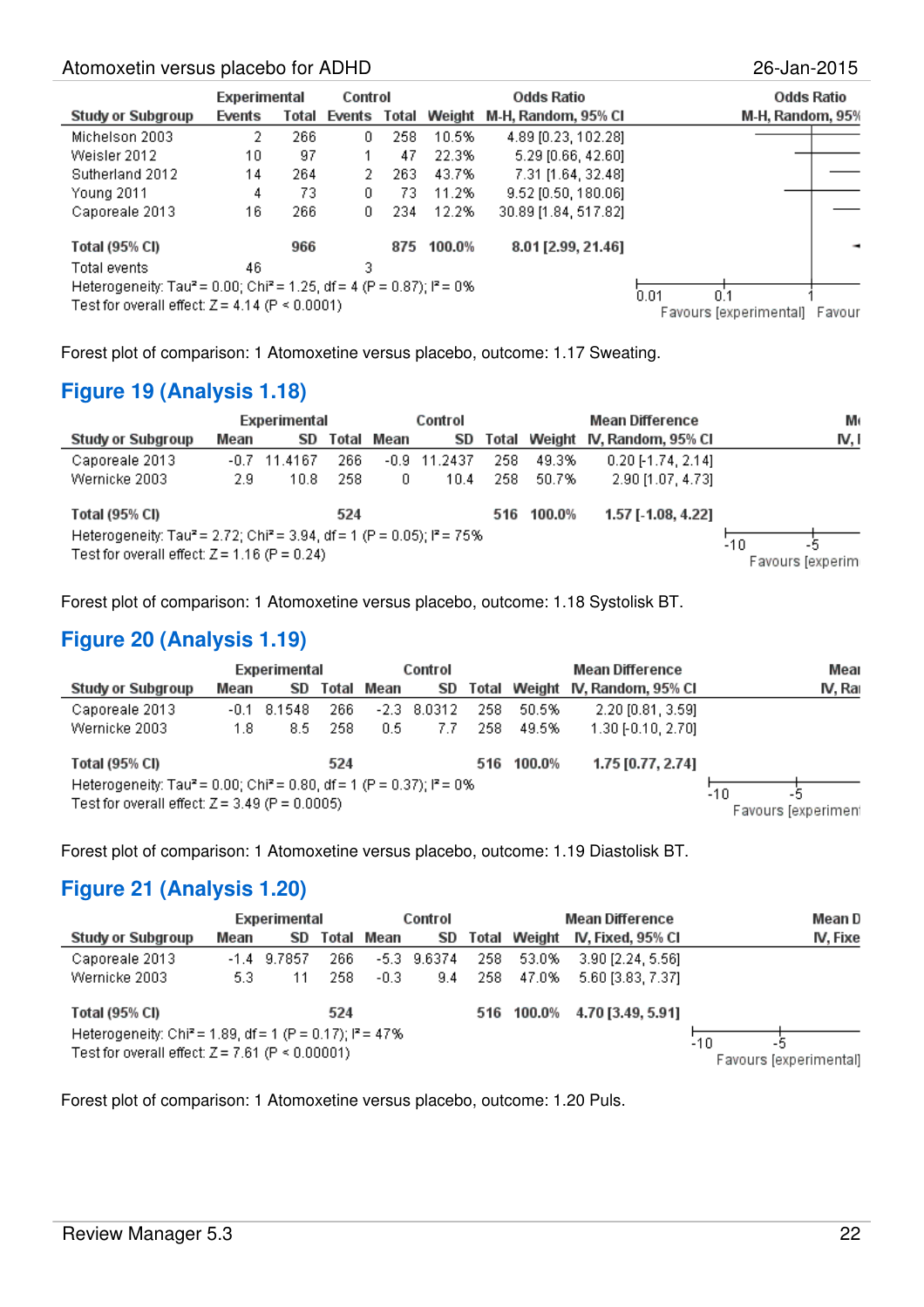| Study or Subgroup | Experimental Events | Experimental Total | Control Events | Control Total | Weight | Odds Ratio M-H, Random, 95% CI |
|---|---|---|---|---|---|---|
| Michelson 2003 | 2 | 266 | 0 | 258 | 10.5% | 4.89 [0.23, 102.28] |
| Weisler 2012 | 10 | 97 | 1 | 47 | 22.3% | 5.29 [0.66, 42.60] |
| Sutherland 2012 | 14 | 264 | 2 | 263 | 43.7% | 7.31 [1.64, 32.48] |
| Young 2011 | 4 | 73 | 0 | 73 | 11.2% | 9.52 [0.50, 180.06] |
| Caporeale 2013 | 16 | 266 | 0 | 234 | 12.2% | 30.89 [1.84, 517.82] |
| **Total (95% CI)** | | **966** | | **875** | **100.0%** | **8.01 [2.99, 21.46]** |
| Total events | 46 | | 3 | | | |

Heterogeneity: Tau² = 0.00; Chi² = 1.25, df = 4 (P = 0.87); I² = 0%
Test for overall effect: Z = 4.14 (P < 0.0001)

Forest plot of comparison: 1 Atomoxetine versus placebo, outcome: 1.17 Sweating.

## Figure 19 (Analysis 1.18)

| Study or Subgroup | Experimental Mean | Experimental SD | Experimental Total | Control Mean | Control SD | Control Total | Weight | Mean Difference IV, Random, 95% CI |
|---|---|---|---|---|---|---|---|---|
| Caporeale 2013 | -0.7 | 11.4167 | 266 | -0.9 | 11.2437 | 258 | 49.3% | 0.20 [-1.74, 2.14] |
| Wernicke 2003 | 2.9 | 10.8 | 258 | 0 | 10.4 | 258 | 50.7% | 2.90 [1.07, 4.73] |
| **Total (95% CI)** | | | **524** | | | **516** | **100.0%** | **1.57 [-1.08, 4.22]** |

Heterogeneity: Tau² = 2.72; Chi² = 3.94, df = 1 (P = 0.05); I² = 75%
Test for overall effect: Z = 1.16 (P = 0.24)

Forest plot of comparison: 1 Atomoxetine versus placebo, outcome: 1.18 Systolisk BT.

## Figure 20 (Analysis 1.19)

| Study or Subgroup | Experimental Mean | Experimental SD | Experimental Total | Control Mean | Control SD | Control Total | Weight | Mean Difference IV, Random, 95% CI |
|---|---|---|---|---|---|---|---|---|
| Caporeale 2013 | -0.1 | 8.1548 | 266 | -2.3 | 8.0312 | 258 | 50.5% | 2.20 [0.81, 3.59] |
| Wernicke 2003 | 1.8 | 8.5 | 258 | 0.5 | 7.7 | 258 | 49.5% | 1.30 [-0.10, 2.70] |
| **Total (95% CI)** | | | **524** | | | **516** | **100.0%** | **1.75 [0.77, 2.74]** |

Heterogeneity: Tau² = 0.00; Chi² = 0.80, df = 1 (P = 0.37); I² = 0%
Test for overall effect: Z = 3.49 (P = 0.0005)

Forest plot of comparison: 1 Atomoxetine versus placebo, outcome: 1.19 Diastolisk BT.

## Figure 21 (Analysis 1.20)

| Study or Subgroup | Experimental Mean | Experimental SD | Experimental Total | Control Mean | Control SD | Control Total | Weight | Mean Difference IV, Fixed, 95% CI |
|---|---|---|---|---|---|---|---|---|
| Caporeale 2013 | -1.4 | 9.7857 | 266 | -5.3 | 9.6374 | 258 | 53.0% | 3.90 [2.24, 5.56] |
| Wernicke 2003 | 5.3 | 11 | 258 | -0.3 | 9.4 | 258 | 47.0% | 5.60 [3.83, 7.37] |
| **Total (95% CI)** | | | **524** | | | **516** | **100.0%** | **4.70 [3.49, 5.91]** |

Heterogeneity: Chi² = 1.89, df = 1 (P = 0.17); I² = 47%
Test for overall effect: Z = 7.61 (P < 0.00001)

Forest plot of comparison: 1 Atomoxetine versus placebo, outcome: 1.20 Puls.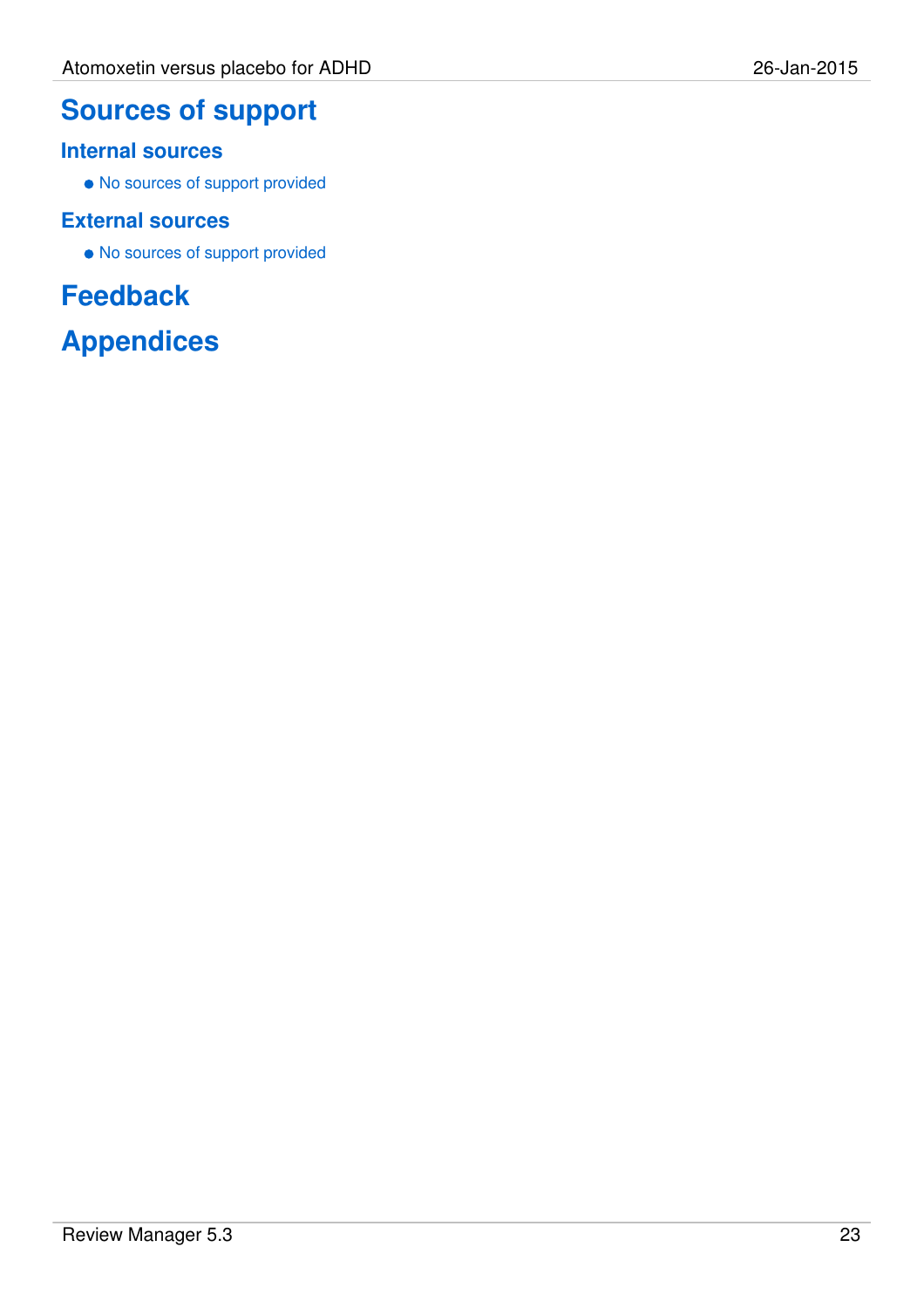# Sources of support

## Internal sources

- No sources of support provided

## External sources

- No sources of support provided

# Feedback

# Appendices